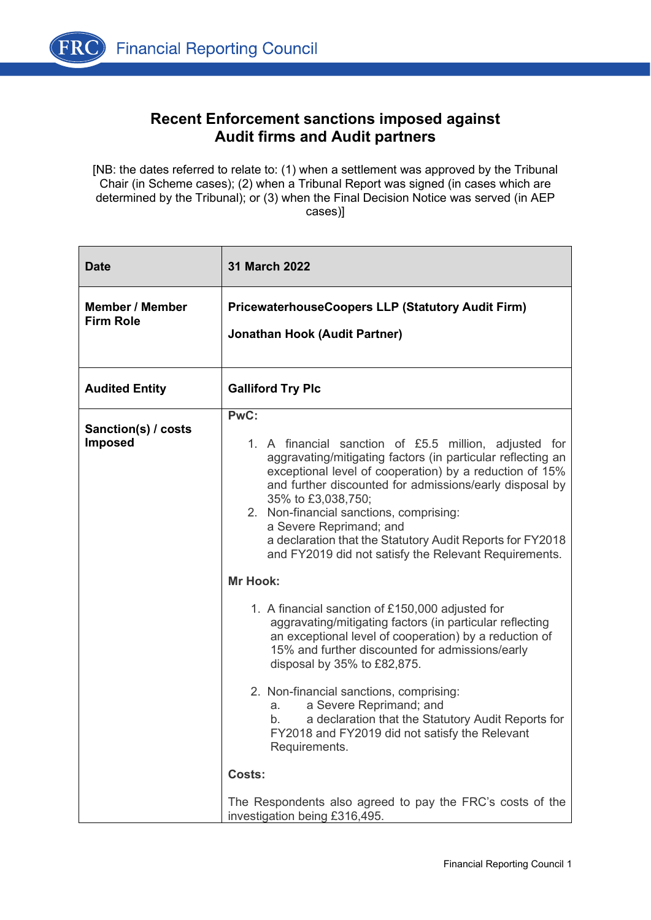# Recent Enforcement sanctions imposed against Audit firms and Audit partners

[NB: the dates referred to relate to: (1) when a settlement was approved by the Tribunal Chair (in Scheme cases); (2) when a Tribunal Report was signed (in cases which are determined by the Tribunal); or (3) when the Final Decision Notice was served (in AEP cases)]

| **Date** | **31 March 2022** |
|---|---|
| **Member / Member Firm Role** | **PricewaterhouseCoopers LLP (Statutory Audit Firm)**<br><br>**Jonathan Hook (Audit Partner)** |
| **Audited Entity** | **Galliford Try Plc** |
| **Sanction(s) / costs Imposed** | **PwC:**<br><br>1. A financial sanction of £5.5 million, adjusted for aggravating/mitigating factors (in particular reflecting an exceptional level of cooperation) by a reduction of 15% and further discounted for admissions/early disposal by 35% to £3,038,750;<br>2. Non-financial sanctions, comprising:<br>a Severe Reprimand; and<br>a declaration that the Statutory Audit Reports for FY2018 and FY2019 did not satisfy the Relevant Requirements.<br><br>**Mr Hook:**<br><br>1. A financial sanction of £150,000 adjusted for aggravating/mitigating factors (in particular reflecting an exceptional level of cooperation) by a reduction of 15% and further discounted for admissions/early disposal by 35% to £82,875.<br><br>2. Non-financial sanctions, comprising:<br>a. a Severe Reprimand; and<br>b. a declaration that the Statutory Audit Reports for FY2018 and FY2019 did not satisfy the Relevant Requirements.<br><br>**Costs:**<br><br>The Respondents also agreed to pay the FRC's costs of the investigation being £316,495. |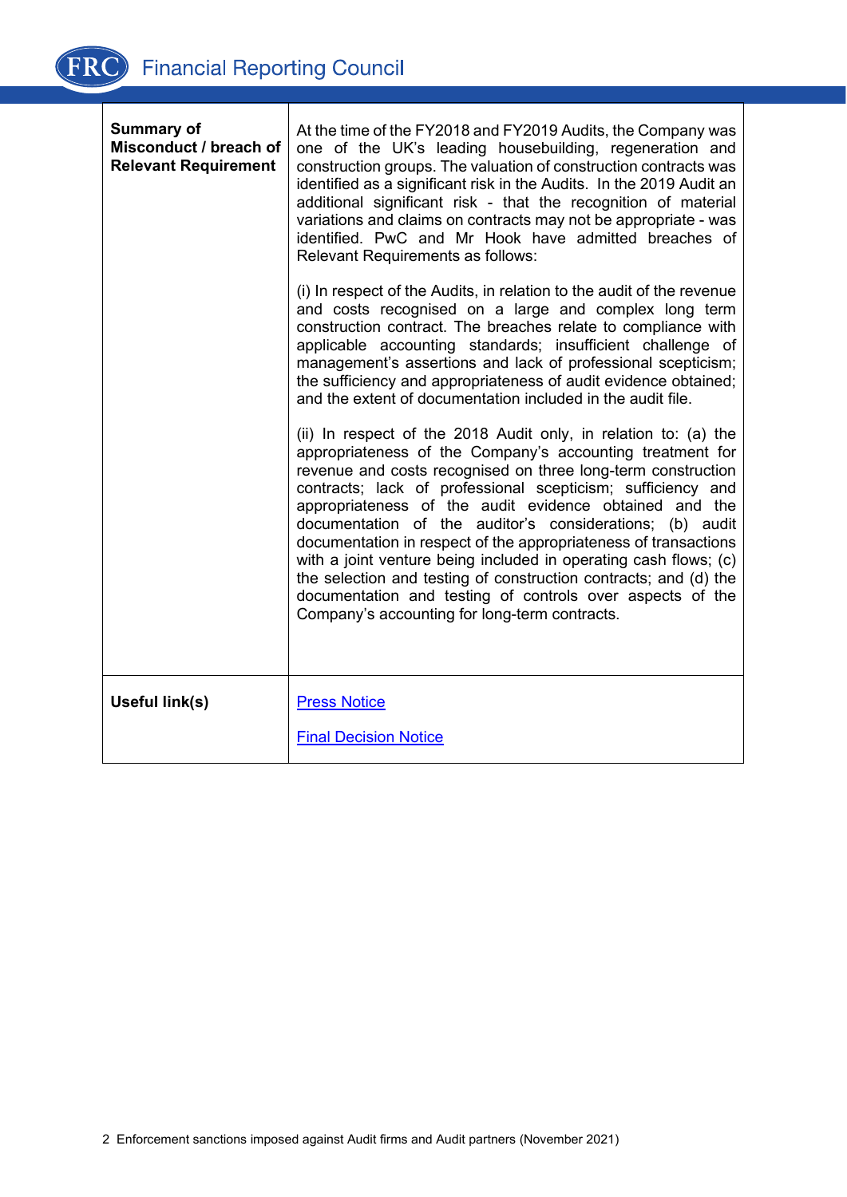| | |
|---|---|
| **Summary of Misconduct / breach of Relevant Requirement** | At the time of the FY2018 and FY2019 Audits, the Company was one of the UK's leading housebuilding, regeneration and construction groups. The valuation of construction contracts was identified as a significant risk in the Audits. In the 2019 Audit an additional significant risk - that the recognition of material variations and claims on contracts may not be appropriate - was identified. PwC and Mr Hook have admitted breaches of Relevant Requirements as follows:<br><br>(i) In respect of the Audits, in relation to the audit of the revenue and costs recognised on a large and complex long term construction contract. The breaches relate to compliance with applicable accounting standards; insufficient challenge of management's assertions and lack of professional scepticism; the sufficiency and appropriateness of audit evidence obtained; and the extent of documentation included in the audit file.<br><br>(ii) In respect of the 2018 Audit only, in relation to: (a) the appropriateness of the Company's accounting treatment for revenue and costs recognised on three long-term construction contracts; lack of professional scepticism; sufficiency and appropriateness of the audit evidence obtained and the documentation of the auditor's considerations; (b) audit documentation in respect of the appropriateness of transactions with a joint venture being included in operating cash flows; (c) the selection and testing of construction contracts; and (d) the documentation and testing of controls over aspects of the Company's accounting for long-term contracts. |
| **Useful link(s)** | Press Notice<br><br>Final Decision Notice |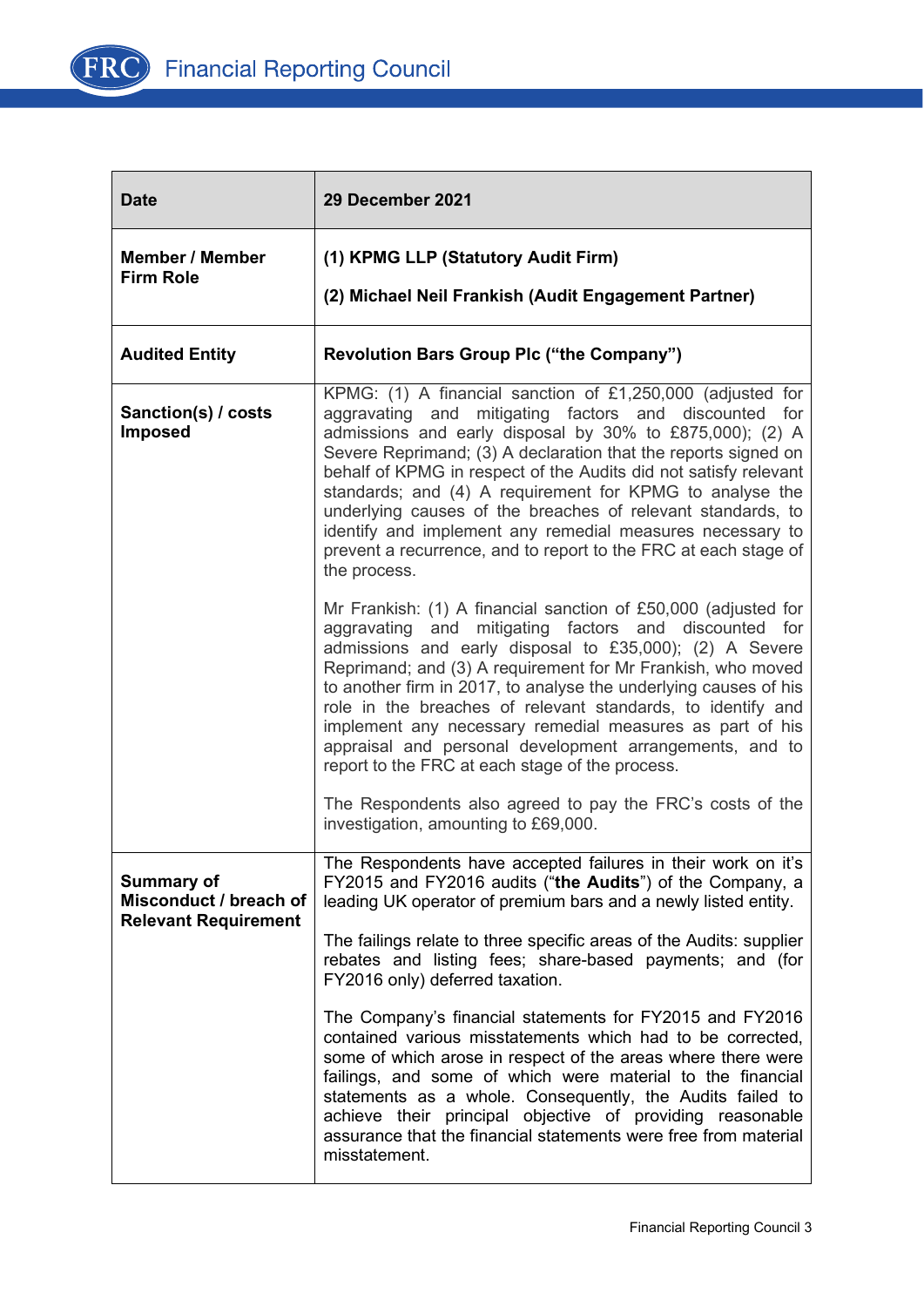| **Date** | **29 December 2021** |
|---|---|
| **Member / Member Firm Role** | **(1) KPMG LLP (Statutory Audit Firm)**<br><br>**(2) Michael Neil Frankish (Audit Engagement Partner)** |
| **Audited Entity** | **Revolution Bars Group Plc (“the Company”)** |
| **Sanction(s) / costs Imposed** | KPMG: (1) A financial sanction of £1,250,000 (adjusted for aggravating and mitigating factors and discounted for admissions and early disposal by 30% to £875,000); (2) A Severe Reprimand; (3) A declaration that the reports signed on behalf of KPMG in respect of the Audits did not satisfy relevant standards; and (4) A requirement for KPMG to analyse the underlying causes of the breaches of relevant standards, to identify and implement any remedial measures necessary to prevent a recurrence, and to report to the FRC at each stage of the process.<br><br>Mr Frankish: (1) A financial sanction of £50,000 (adjusted for aggravating and mitigating factors and discounted for admissions and early disposal to £35,000); (2) A Severe Reprimand; and (3) A requirement for Mr Frankish, who moved to another firm in 2017, to analyse the underlying causes of his role in the breaches of relevant standards, to identify and implement any necessary remedial measures as part of his appraisal and personal development arrangements, and to report to the FRC at each stage of the process.<br><br>The Respondents also agreed to pay the FRC’s costs of the investigation, amounting to £69,000. |
| **Summary of Misconduct / breach of Relevant Requirement** | The Respondents have accepted failures in their work on it’s FY2015 and FY2016 audits (“**the Audits**”) of the Company, a leading UK operator of premium bars and a newly listed entity.<br><br>The failings relate to three specific areas of the Audits: supplier rebates and listing fees; share-based payments; and (for FY2016 only) deferred taxation.<br><br>The Company’s financial statements for FY2015 and FY2016 contained various misstatements which had to be corrected, some of which arose in respect of the areas where there were failings, and some of which were material to the financial statements as a whole. Consequently, the Audits failed to achieve their principal objective of providing reasonable assurance that the financial statements were free from material misstatement. |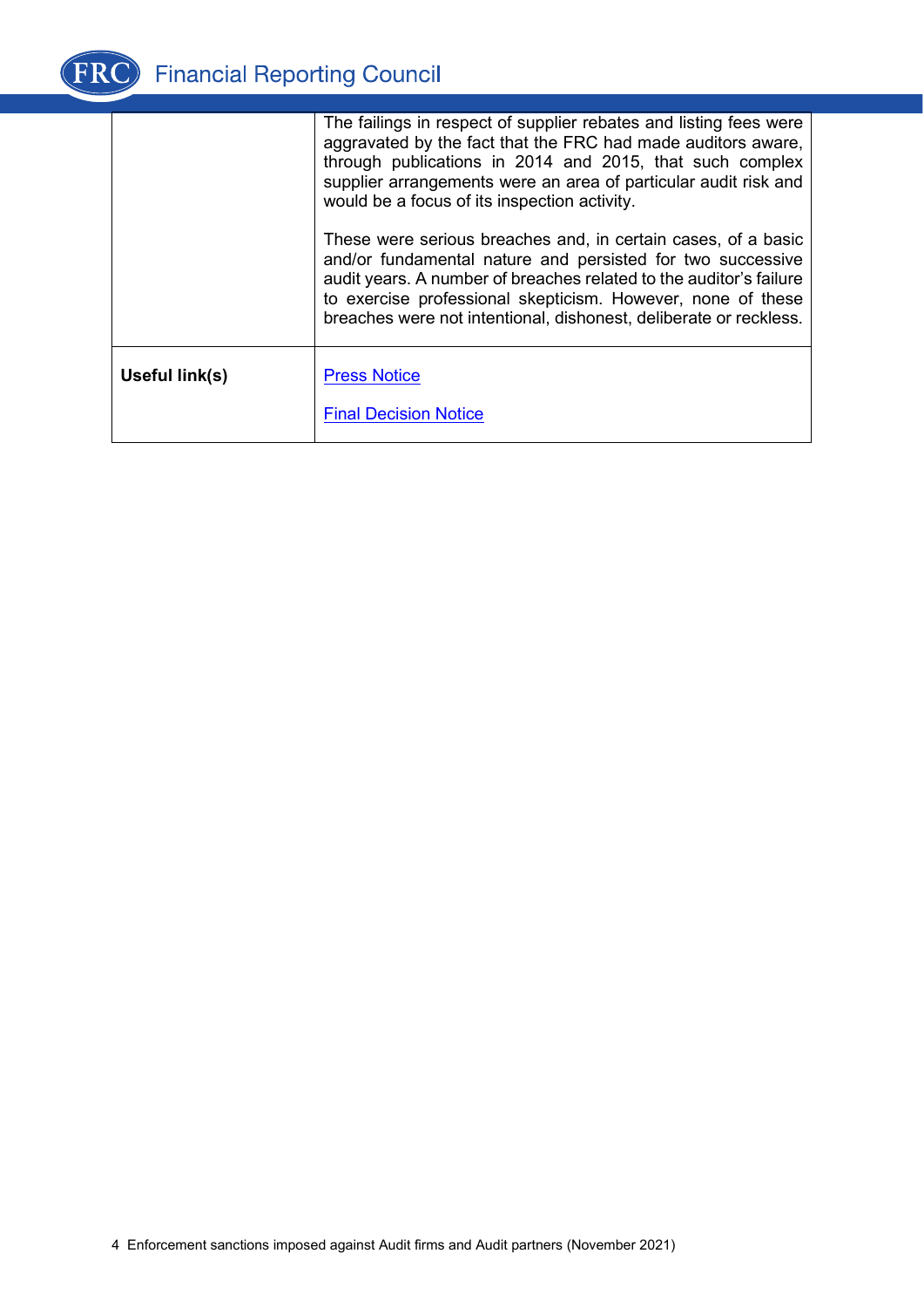| | |
|---|---|
| | The failings in respect of supplier rebates and listing fees were aggravated by the fact that the FRC had made auditors aware, through publications in 2014 and 2015, that such complex supplier arrangements were an area of particular audit risk and would be a focus of its inspection activity.<br><br>These were serious breaches and, in certain cases, of a basic and/or fundamental nature and persisted for two successive audit years. A number of breaches related to the auditor's failure to exercise professional skepticism. However, none of these breaches were not intentional, dishonest, deliberate or reckless. |
| **Useful link(s)** | Press Notice<br><br>Final Decision Notice |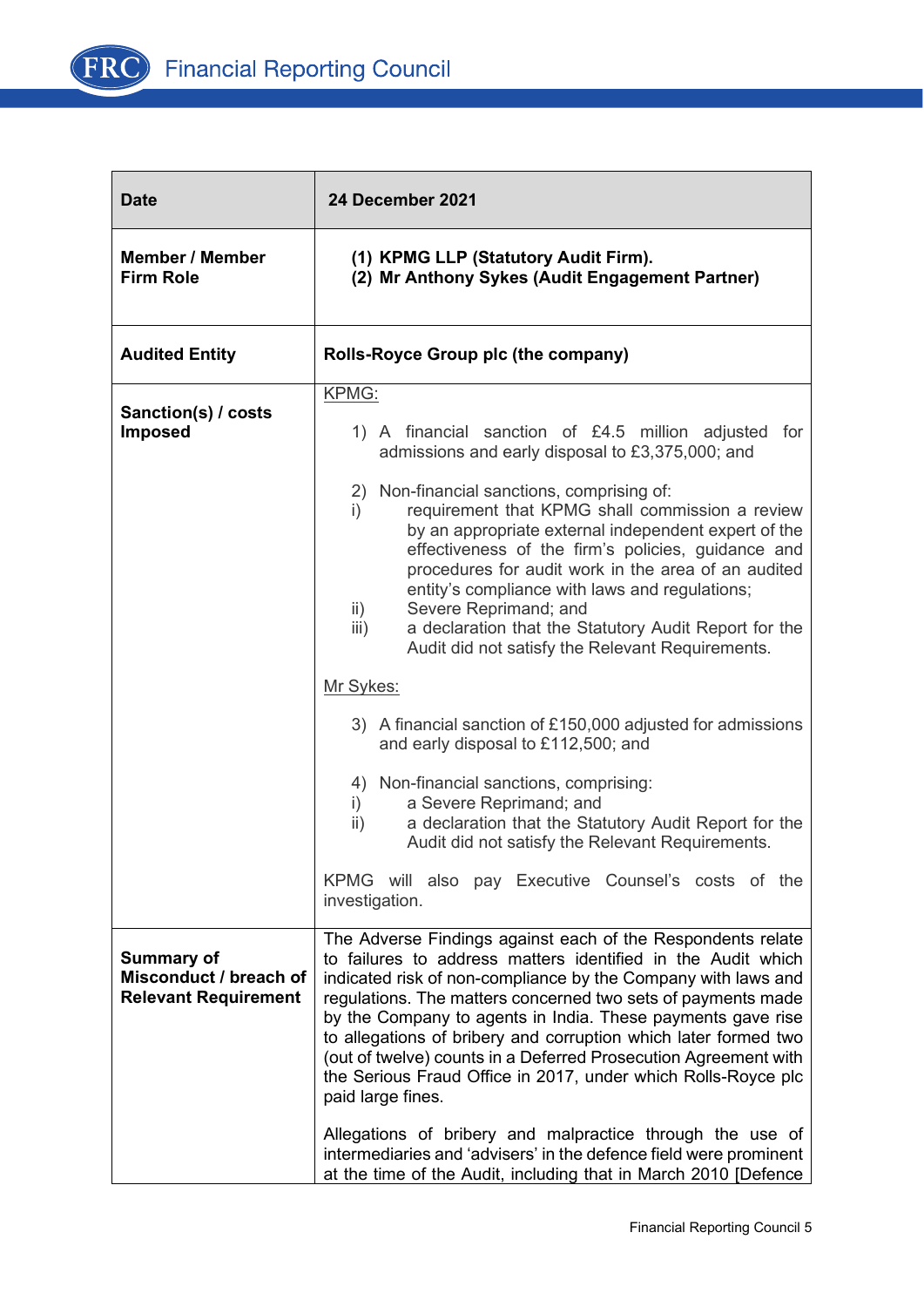| Date | 24 December 2021 |
|---|---|
| Member / Member Firm Role | (1) KPMG LLP (Statutory Audit Firm).<br>(2) Mr Anthony Sykes (Audit Engagement Partner) |
| Audited Entity | Rolls-Royce Group plc (the company) |
| Sanction(s) / costs Imposed | KPMG:<br><br>1) A financial sanction of £4.5 million adjusted for admissions and early disposal to £3,375,000; and<br><br>2) Non-financial sanctions, comprising of:<br>i) requirement that KPMG shall commission a review by an appropriate external independent expert of the effectiveness of the firm's policies, guidance and procedures for audit work in the area of an audited entity's compliance with laws and regulations;<br>ii) Severe Reprimand; and<br>iii) a declaration that the Statutory Audit Report for the Audit did not satisfy the Relevant Requirements.<br><br>Mr Sykes:<br><br>3) A financial sanction of £150,000 adjusted for admissions and early disposal to £112,500; and<br><br>4) Non-financial sanctions, comprising:<br>i) a Severe Reprimand; and<br>ii) a declaration that the Statutory Audit Report for the Audit did not satisfy the Relevant Requirements.<br><br>KPMG will also pay Executive Counsel's costs of the investigation. |
| Summary of Misconduct / breach of Relevant Requirement | The Adverse Findings against each of the Respondents relate to failures to address matters identified in the Audit which indicated risk of non-compliance by the Company with laws and regulations. The matters concerned two sets of payments made by the Company to agents in India. These payments gave rise to allegations of bribery and corruption which later formed two (out of twelve) counts in a Deferred Prosecution Agreement with the Serious Fraud Office in 2017, under which Rolls-Royce plc paid large fines.<br><br>Allegations of bribery and malpractice through the use of intermediaries and 'advisers' in the defence field were prominent at the time of the Audit, including that in March 2010 [Defence |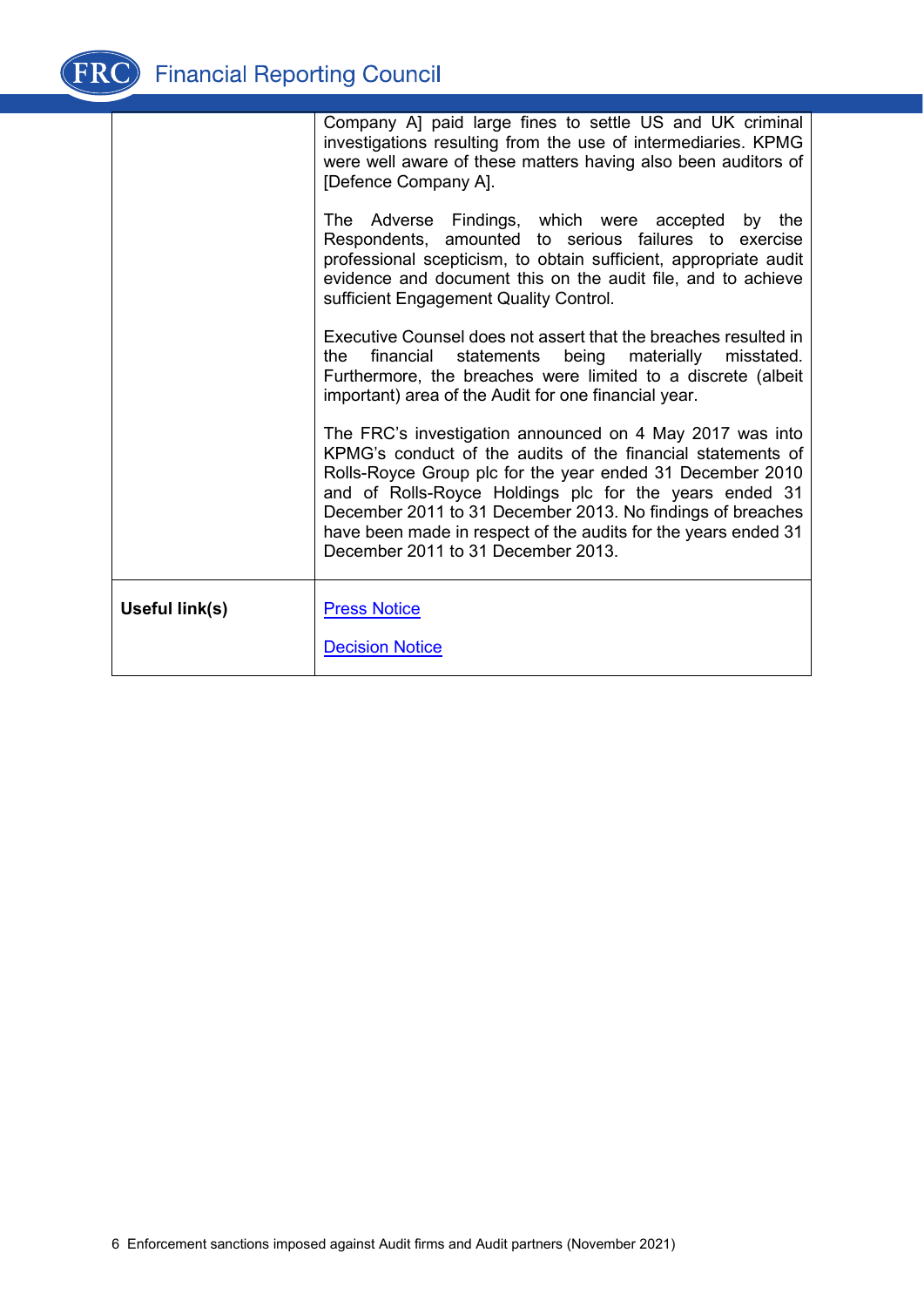| | |
|---|---|
| | Company A] paid large fines to settle US and UK criminal investigations resulting from the use of intermediaries. KPMG were well aware of these matters having also been auditors of [Defence Company A].<br><br>The Adverse Findings, which were accepted by the Respondents, amounted to serious failures to exercise professional scepticism, to obtain sufficient, appropriate audit evidence and document this on the audit file, and to achieve sufficient Engagement Quality Control.<br><br>Executive Counsel does not assert that the breaches resulted in the financial statements being materially misstated. Furthermore, the breaches were limited to a discrete (albeit important) area of the Audit for one financial year.<br><br>The FRC's investigation announced on 4 May 2017 was into KPMG's conduct of the audits of the financial statements of Rolls-Royce Group plc for the year ended 31 December 2010 and of Rolls-Royce Holdings plc for the years ended 31 December 2011 to 31 December 2013. No findings of breaches have been made in respect of the audits for the years ended 31 December 2011 to 31 December 2013. |
| **Useful link(s)** | Press Notice<br><br>Decision Notice |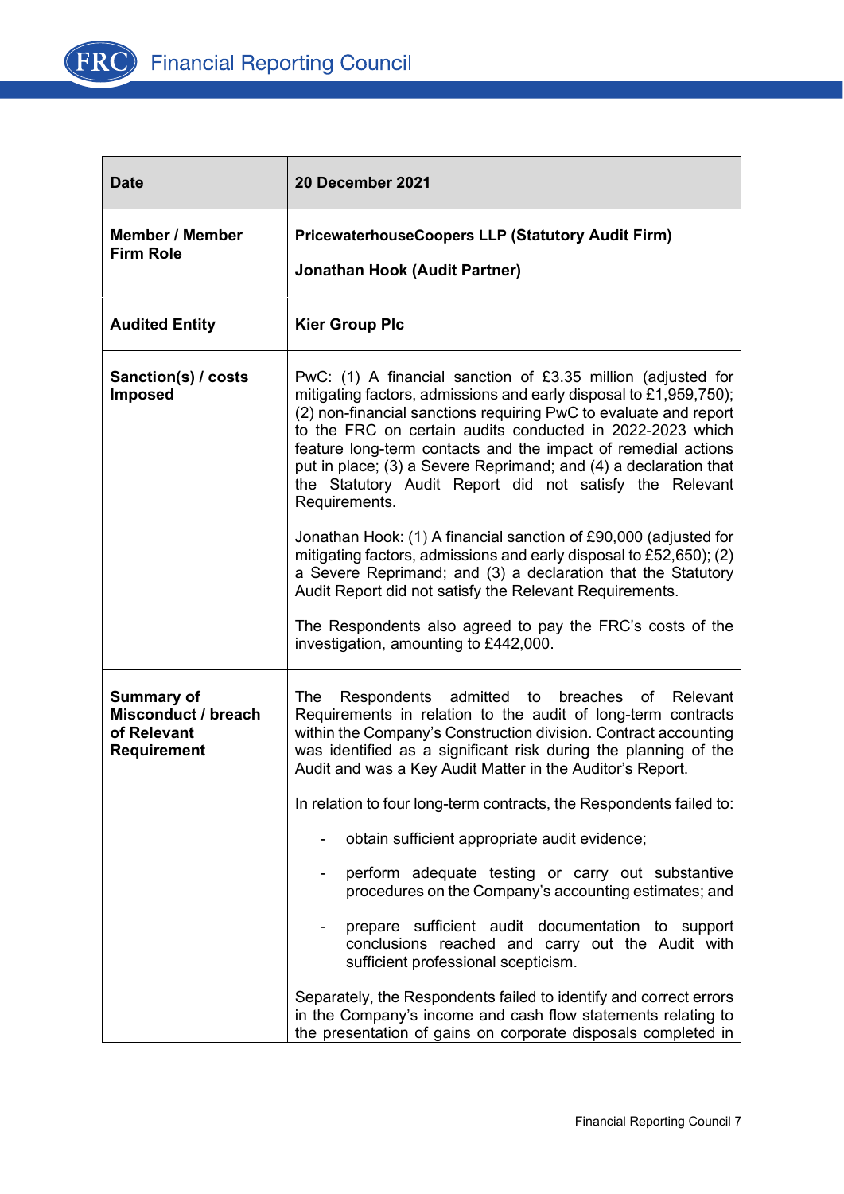| Date | 20 December 2021 |
|---|---|
| Member / Member Firm Role | **PricewaterhouseCoopers LLP (Statutory Audit Firm)**<br><br>**Jonathan Hook (Audit Partner)** |
| Audited Entity | **Kier Group Plc** |
| Sanction(s) / costs Imposed | PwC: (1) A financial sanction of £3.35 million (adjusted for mitigating factors, admissions and early disposal to £1,959,750); (2) non-financial sanctions requiring PwC to evaluate and report to the FRC on certain audits conducted in 2022-2023 which feature long-term contacts and the impact of remedial actions put in place; (3) a Severe Reprimand; and (4) a declaration that the Statutory Audit Report did not satisfy the Relevant Requirements.<br><br>Jonathan Hook: (1) A financial sanction of £90,000 (adjusted for mitigating factors, admissions and early disposal to £52,650); (2) a Severe Reprimand; and (3) a declaration that the Statutory Audit Report did not satisfy the Relevant Requirements.<br><br>The Respondents also agreed to pay the FRC's costs of the investigation, amounting to £442,000. |
| Summary of Misconduct / breach of Relevant Requirement | The Respondents admitted to breaches of Relevant Requirements in relation to the audit of long-term contracts within the Company's Construction division. Contract accounting was identified as a significant risk during the planning of the Audit and was a Key Audit Matter in the Auditor's Report.<br><br>In relation to four long-term contracts, the Respondents failed to:<br><br>- obtain sufficient appropriate audit evidence;<br>- perform adequate testing or carry out substantive procedures on the Company's accounting estimates; and<br>- prepare sufficient audit documentation to support conclusions reached and carry out the Audit with sufficient professional scepticism.<br><br>Separately, the Respondents failed to identify and correct errors in the Company's income and cash flow statements relating to the presentation of gains on corporate disposals completed in |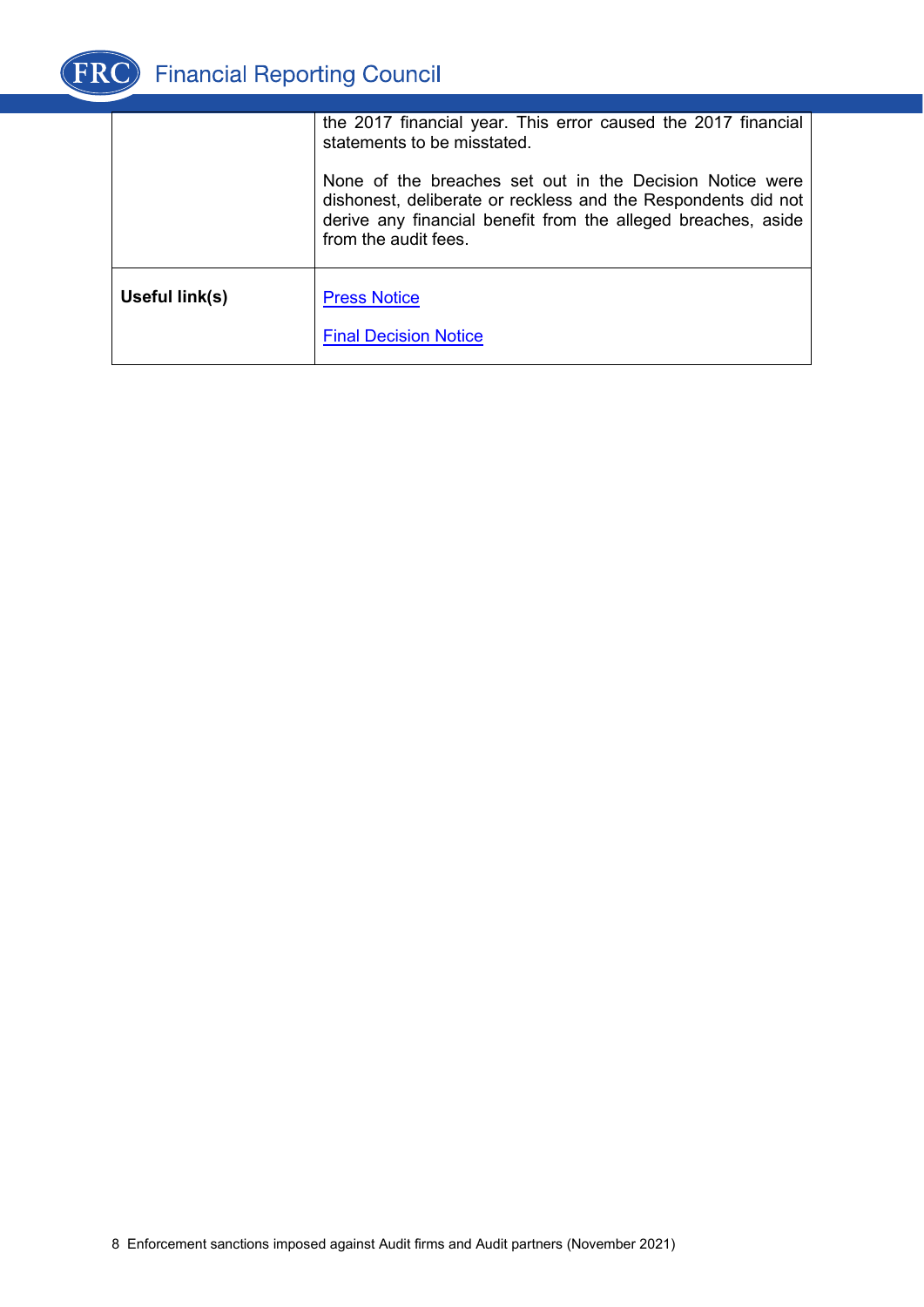| | |
|---|---|
| | the 2017 financial year. This error caused the 2017 financial statements to be misstated.<br><br>None of the breaches set out in the Decision Notice were dishonest, deliberate or reckless and the Respondents did not derive any financial benefit from the alleged breaches, aside from the audit fees. |
| **Useful link(s)** | Press Notice<br><br>Final Decision Notice |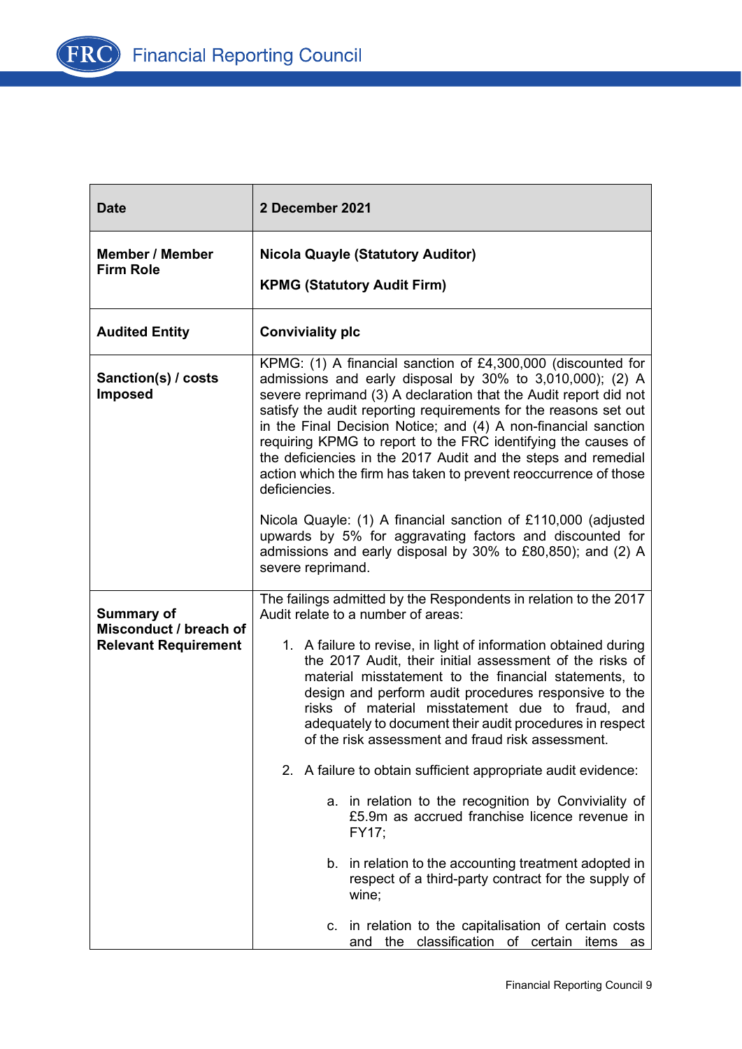| Date | 2 December 2021 |
|---|---|
| **Member / Member Firm Role** | **Nicola Quayle (Statutory Auditor)**<br><br>**KPMG (Statutory Audit Firm)** |
| **Audited Entity** | **Conviviality plc** |
| **Sanction(s) / costs Imposed** | KPMG: (1) A financial sanction of £4,300,000 (discounted for admissions and early disposal by 30% to 3,010,000); (2) A severe reprimand (3) A declaration that the Audit report did not satisfy the audit reporting requirements for the reasons set out in the Final Decision Notice; and (4) A non-financial sanction requiring KPMG to report to the FRC identifying the causes of the deficiencies in the 2017 Audit and the steps and remedial action which the firm has taken to prevent reoccurrence of those deficiencies.<br><br>Nicola Quayle: (1) A financial sanction of £110,000 (adjusted upwards by 5% for aggravating factors and discounted for admissions and early disposal by 30% to £80,850); and (2) A severe reprimand. |
| **Summary of Misconduct / breach of Relevant Requirement** | The failings admitted by the Respondents in relation to the 2017 Audit relate to a number of areas:<br><br>1. A failure to revise, in light of information obtained during the 2017 Audit, their initial assessment of the risks of material misstatement to the financial statements, to design and perform audit procedures responsive to the risks of material misstatement due to fraud, and adequately to document their audit procedures in respect of the risk assessment and fraud risk assessment.<br><br>2. A failure to obtain sufficient appropriate audit evidence:<br><br>a. in relation to the recognition by Conviviality of £5.9m as accrued franchise licence revenue in FY17;<br><br>b. in relation to the accounting treatment adopted in respect of a third-party contract for the supply of wine;<br><br>c. in relation to the capitalisation of certain costs and the classification of certain items as |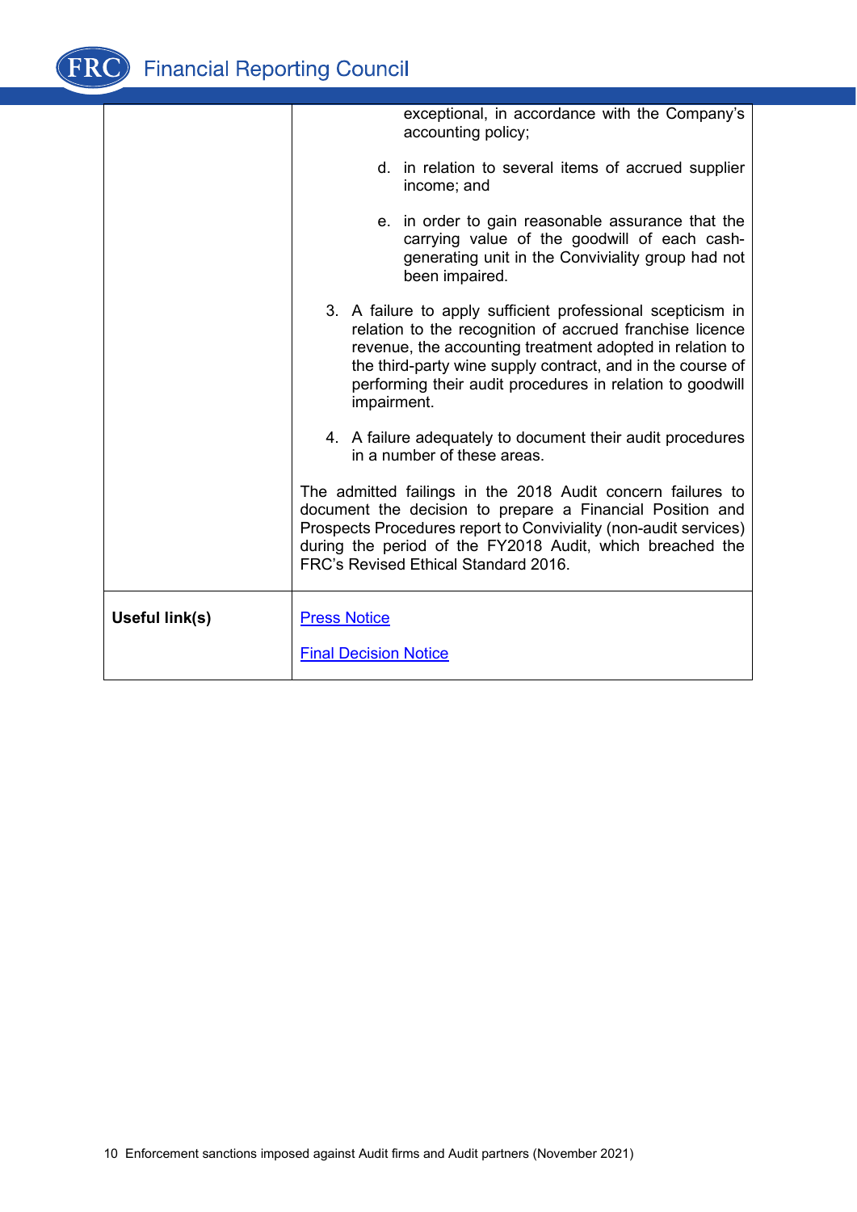| | |
|---|---|
| | exceptional, in accordance with the Company's accounting policy;<br><br>d. in relation to several items of accrued supplier income; and<br><br>e. in order to gain reasonable assurance that the carrying value of the goodwill of each cash-generating unit in the Conviviality group had not been impaired.<br><br>3. A failure to apply sufficient professional scepticism in relation to the recognition of accrued franchise licence revenue, the accounting treatment adopted in relation to the third-party wine supply contract, and in the course of performing their audit procedures in relation to goodwill impairment.<br><br>4. A failure adequately to document their audit procedures in a number of these areas.<br><br>The admitted failings in the 2018 Audit concern failures to document the decision to prepare a Financial Position and Prospects Procedures report to Conviviality (non-audit services) during the period of the FY2018 Audit, which breached the FRC's Revised Ethical Standard 2016. |
| **Useful link(s)** | Press Notice<br><br>Final Decision Notice |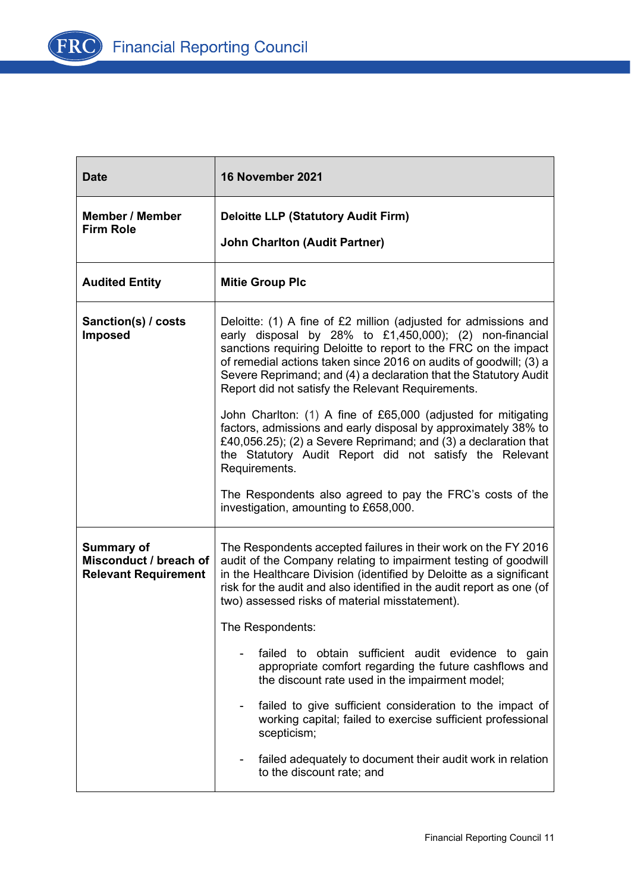| Date | 16 November 2021 |
|---|---|
| **Member / Member Firm Role** | **Deloitte LLP (Statutory Audit Firm)**<br><br>**John Charlton (Audit Partner)** |
| **Audited Entity** | **Mitie Group Plc** |
| **Sanction(s) / costs Imposed** | Deloitte: (1) A fine of £2 million (adjusted for admissions and early disposal by 28% to £1,450,000); (2) non-financial sanctions requiring Deloitte to report to the FRC on the impact of remedial actions taken since 2016 on audits of goodwill; (3) a Severe Reprimand; and (4) a declaration that the Statutory Audit Report did not satisfy the Relevant Requirements.<br><br>John Charlton: (1) A fine of £65,000 (adjusted for mitigating factors, admissions and early disposal by approximately 38% to £40,056.25); (2) a Severe Reprimand; and (3) a declaration that the Statutory Audit Report did not satisfy the Relevant Requirements.<br><br>The Respondents also agreed to pay the FRC's costs of the investigation, amounting to £658,000. |
| **Summary of Misconduct / breach of Relevant Requirement** | The Respondents accepted failures in their work on the FY 2016 audit of the Company relating to impairment testing of goodwill in the Healthcare Division (identified by Deloitte as a significant risk for the audit and also identified in the audit report as one (of two) assessed risks of material misstatement).<br><br>The Respondents:<br><br>- failed to obtain sufficient audit evidence to gain appropriate comfort regarding the future cashflows and the discount rate used in the impairment model;<br><br>- failed to give sufficient consideration to the impact of working capital; failed to exercise sufficient professional scepticism;<br><br>- failed adequately to document their audit work in relation to the discount rate; and |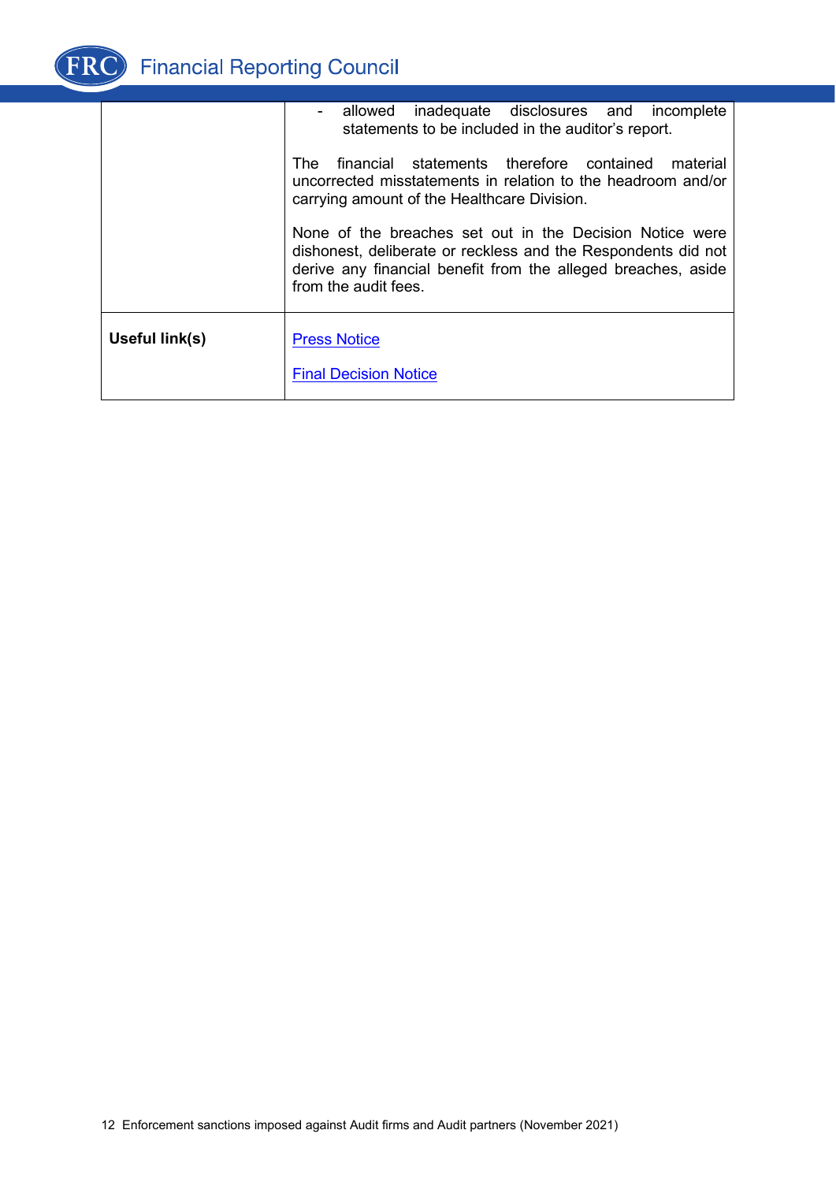| | |
|---|---|
| | - allowed inadequate disclosures and incomplete statements to be included in the auditor's report.<br><br>The financial statements therefore contained material uncorrected misstatements in relation to the headroom and/or carrying amount of the Healthcare Division.<br><br>None of the breaches set out in the Decision Notice were dishonest, deliberate or reckless and the Respondents did not derive any financial benefit from the alleged breaches, aside from the audit fees. |
| **Useful link(s)** | Press Notice<br><br>Final Decision Notice |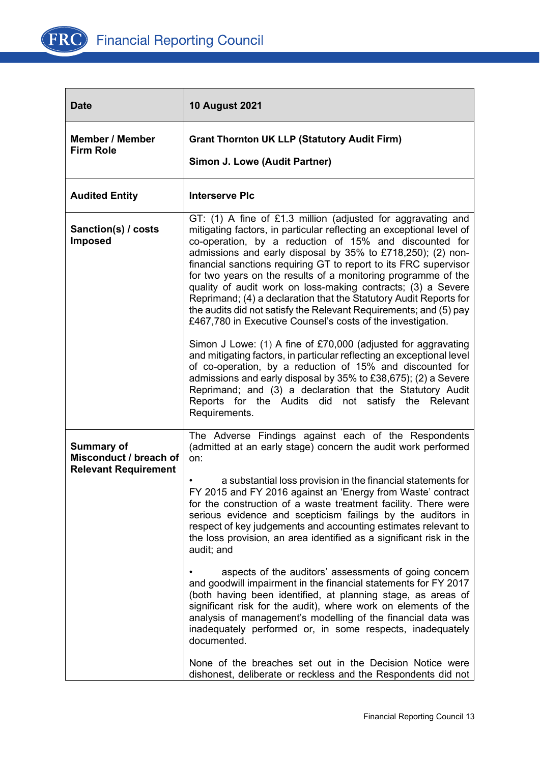| Date | 10 August 2021 |
| --- | --- |
| **Member / Member Firm Role** | **Grant Thornton UK LLP (Statutory Audit Firm)**<br><br>**Simon J. Lowe (Audit Partner)** |
| **Audited Entity** | **Interserve Plc** |
| **Sanction(s) / costs Imposed** | GT: (1) A fine of £1.3 million (adjusted for aggravating and mitigating factors, in particular reflecting an exceptional level of co-operation, by a reduction of 15% and discounted for admissions and early disposal by 35% to £718,250); (2) non-financial sanctions requiring GT to report to its FRC supervisor for two years on the results of a monitoring programme of the quality of audit work on loss-making contracts; (3) a Severe Reprimand; (4) a declaration that the Statutory Audit Reports for the audits did not satisfy the Relevant Requirements; and (5) pay £467,780 in Executive Counsel's costs of the investigation.<br><br>Simon J Lowe: (1) A fine of £70,000 (adjusted for aggravating and mitigating factors, in particular reflecting an exceptional level of co-operation, by a reduction of 15% and discounted for admissions and early disposal by 35% to £38,675); (2) a Severe Reprimand; and (3) a declaration that the Statutory Audit Reports for the Audits did not satisfy the Relevant Requirements. |
| **Summary of Misconduct / breach of Relevant Requirement** | The Adverse Findings against each of the Respondents (admitted at an early stage) concern the audit work performed on:<br><br>• a substantial loss provision in the financial statements for FY 2015 and FY 2016 against an 'Energy from Waste' contract for the construction of a waste treatment facility. There were serious evidence and scepticism failings by the auditors in respect of key judgements and accounting estimates relevant to the loss provision, an area identified as a significant risk in the audit; and<br><br>• aspects of the auditors' assessments of going concern and goodwill impairment in the financial statements for FY 2017 (both having been identified, at planning stage, as areas of significant risk for the audit), where work on elements of the analysis of management's modelling of the financial data was inadequately performed or, in some respects, inadequately documented.<br><br>None of the breaches set out in the Decision Notice were dishonest, deliberate or reckless and the Respondents did not |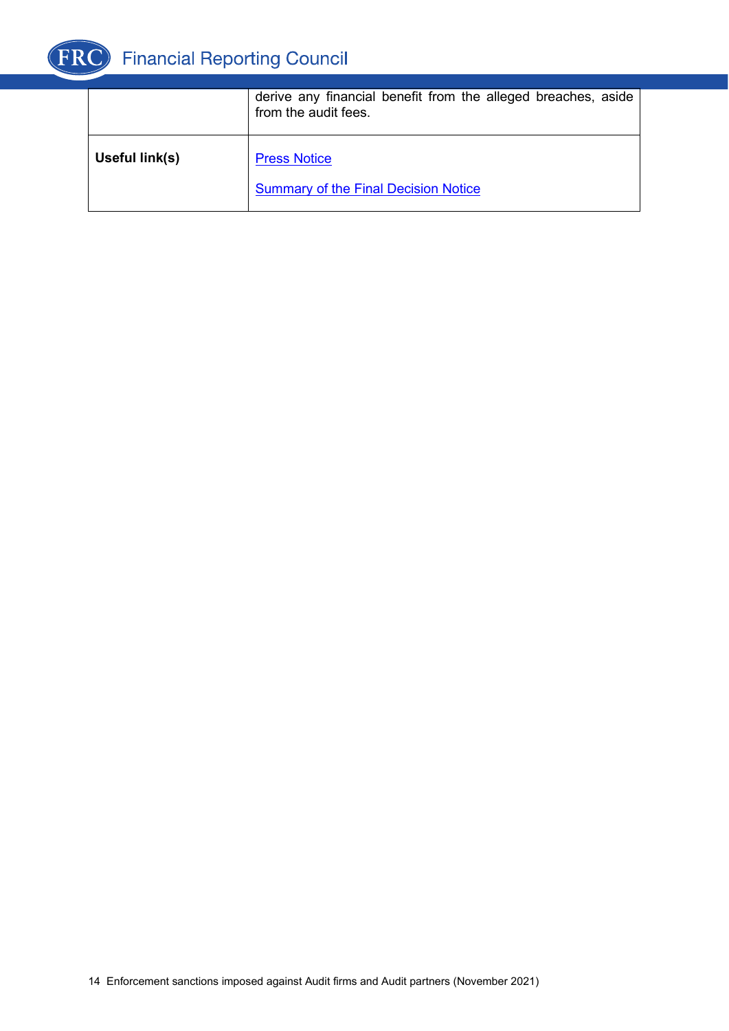|  |  |
| --- | --- |
|  | derive any financial benefit from the alleged breaches, aside from the audit fees. |
| **Useful link(s)** | Press Notice<br><br>Summary of the Final Decision Notice |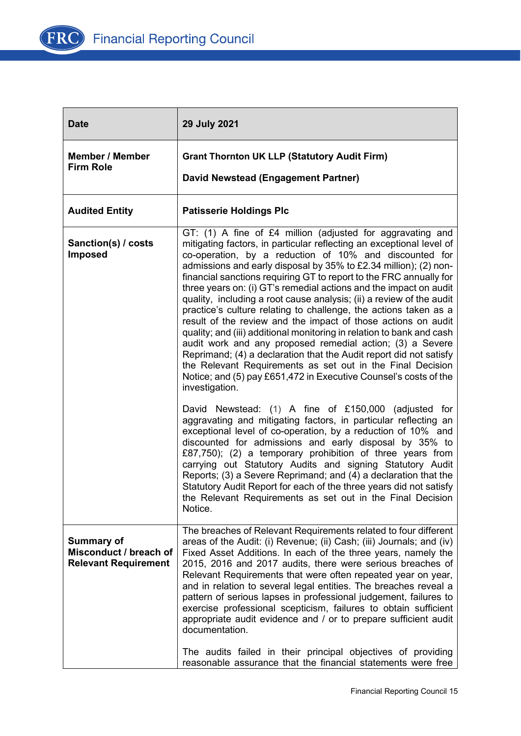| Date | 29 July 2021 |
|---|---|
| Member / Member Firm Role | **Grant Thornton UK LLP (Statutory Audit Firm)**<br><br>**David Newstead (Engagement Partner)** |
| Audited Entity | **Patisserie Holdings Plc** |
| Sanction(s) / costs Imposed | GT: (1) A fine of £4 million (adjusted for aggravating and mitigating factors, in particular reflecting an exceptional level of co-operation, by a reduction of 10% and discounted for admissions and early disposal by 35% to £2.34 million); (2) non-financial sanctions requiring GT to report to the FRC annually for three years on: (i) GT's remedial actions and the impact on audit quality, including a root cause analysis; (ii) a review of the audit practice's culture relating to challenge, the actions taken as a result of the review and the impact of those actions on audit quality; and (iii) additional monitoring in relation to bank and cash audit work and any proposed remedial action; (3) a Severe Reprimand; (4) a declaration that the Audit report did not satisfy the Relevant Requirements as set out in the Final Decision Notice; and (5) pay £651,472 in Executive Counsel's costs of the investigation.<br><br>David Newstead: (1) A fine of £150,000 (adjusted for aggravating and mitigating factors, in particular reflecting an exceptional level of co-operation, by a reduction of 10% and discounted for admissions and early disposal by 35% to £87,750); (2) a temporary prohibition of three years from carrying out Statutory Audits and signing Statutory Audit Reports; (3) a Severe Reprimand; and (4) a declaration that the Statutory Audit Report for each of the three years did not satisfy the Relevant Requirements as set out in the Final Decision Notice. |
| Summary of Misconduct / breach of Relevant Requirement | The breaches of Relevant Requirements related to four different areas of the Audit: (i) Revenue; (ii) Cash; (iii) Journals; and (iv) Fixed Asset Additions. In each of the three years, namely the 2015, 2016 and 2017 audits, there were serious breaches of Relevant Requirements that were often repeated year on year, and in relation to several legal entities. The breaches reveal a pattern of serious lapses in professional judgement, failures to exercise professional scepticism, failures to obtain sufficient appropriate audit evidence and / or to prepare sufficient audit documentation.<br><br>The audits failed in their principal objectives of providing reasonable assurance that the financial statements were free |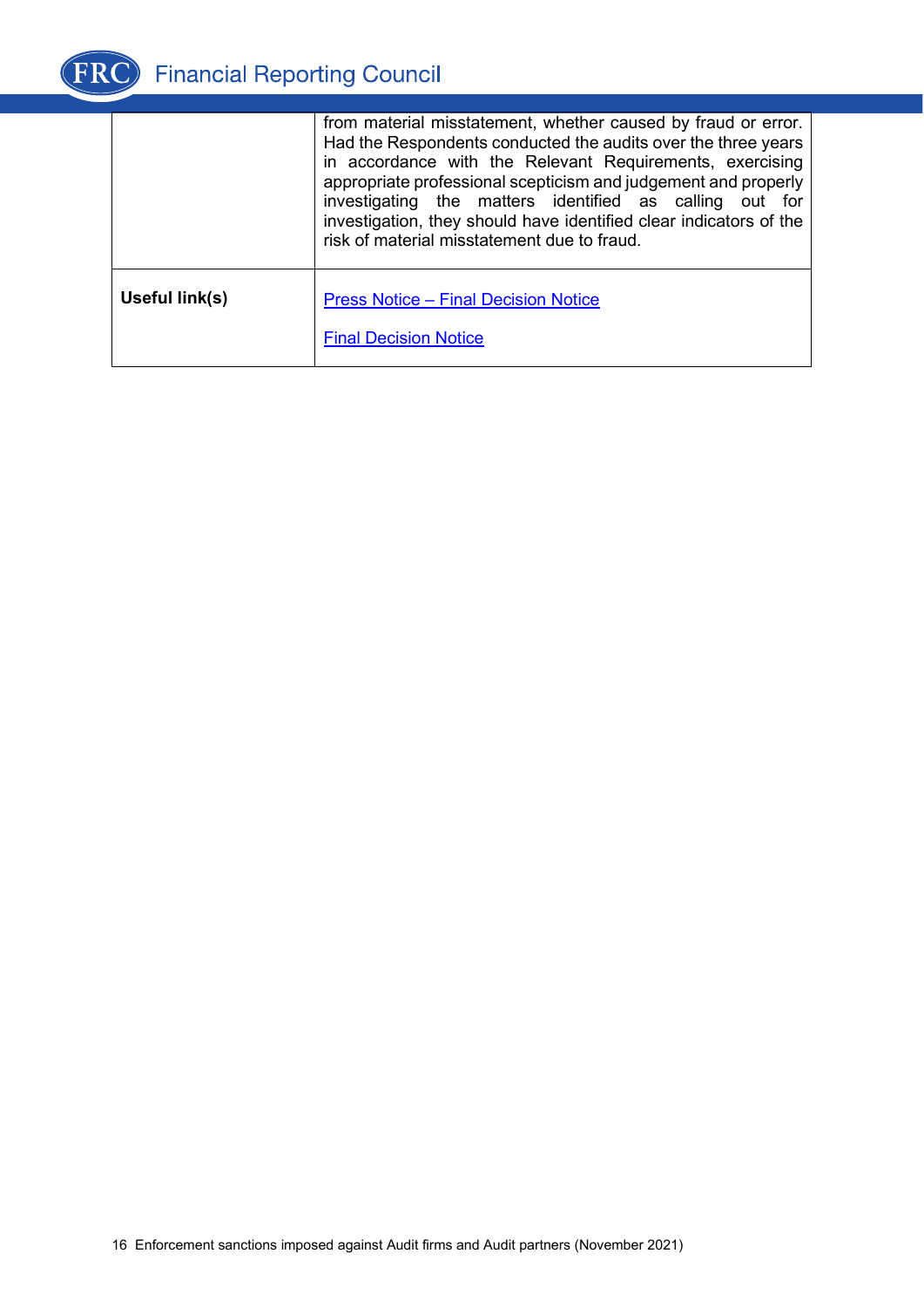| | |
|---|---|
| | from material misstatement, whether caused by fraud or error. Had the Respondents conducted the audits over the three years in accordance with the Relevant Requirements, exercising appropriate professional scepticism and judgement and properly investigating the matters identified as calling out for investigation, they should have identified clear indicators of the risk of material misstatement due to fraud. |
| **Useful link(s)** | Press Notice – Final Decision Notice<br><br>Final Decision Notice |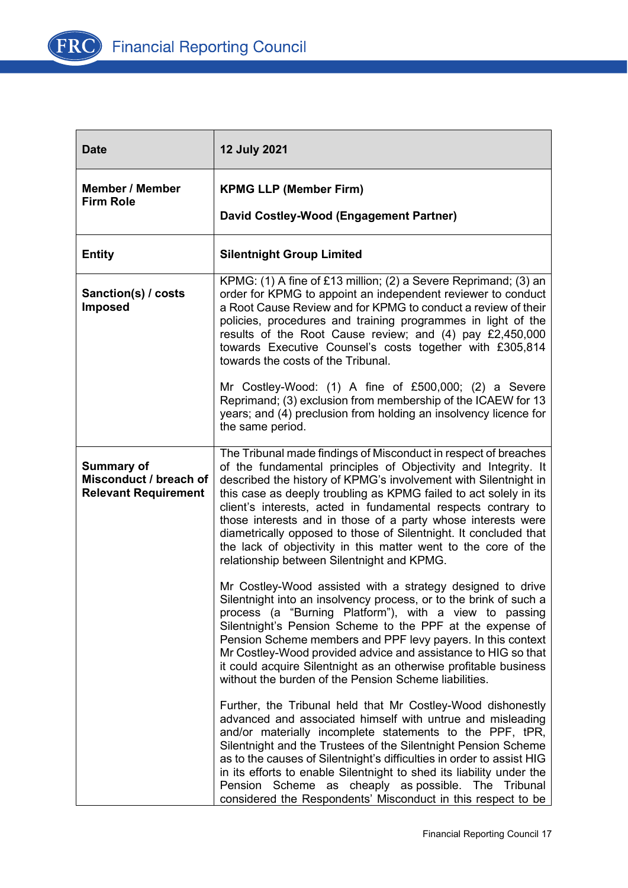| Date | 12 July 2021 |
|---|---|
| Member / Member Firm Role | **KPMG LLP (Member Firm)**<br><br>**David Costley-Wood (Engagement Partner)** |
| Entity | **Silentnight Group Limited** |
| Sanction(s) / costs Imposed | KPMG: (1) A fine of £13 million; (2) a Severe Reprimand; (3) an order for KPMG to appoint an independent reviewer to conduct a Root Cause Review and for KPMG to conduct a review of their policies, procedures and training programmes in light of the results of the Root Cause review; and (4) pay £2,450,000 towards Executive Counsel's costs together with £305,814 towards the costs of the Tribunal.<br><br>Mr Costley-Wood: (1) A fine of £500,000; (2) a Severe Reprimand; (3) exclusion from membership of the ICAEW for 13 years; and (4) preclusion from holding an insolvency licence for the same period. |
| Summary of Misconduct / breach of Relevant Requirement | The Tribunal made findings of Misconduct in respect of breaches of the fundamental principles of Objectivity and Integrity. It described the history of KPMG's involvement with Silentnight in this case as deeply troubling as KPMG failed to act solely in its client's interests, acted in fundamental respects contrary to those interests and in those of a party whose interests were diametrically opposed to those of Silentnight. It concluded that the lack of objectivity in this matter went to the core of the relationship between Silentnight and KPMG.<br><br>Mr Costley-Wood assisted with a strategy designed to drive Silentnight into an insolvency process, or to the brink of such a process (a "Burning Platform"), with a view to passing Silentnight's Pension Scheme to the PPF at the expense of Pension Scheme members and PPF levy payers. In this context Mr Costley-Wood provided advice and assistance to HIG so that it could acquire Silentnight as an otherwise profitable business without the burden of the Pension Scheme liabilities.<br><br>Further, the Tribunal held that Mr Costley-Wood dishonestly advanced and associated himself with untrue and misleading and/or materially incomplete statements to the PPF, tPR, Silentnight and the Trustees of the Silentnight Pension Scheme as to the causes of Silentnight's difficulties in order to assist HIG in its efforts to enable Silentnight to shed its liability under the Pension Scheme as cheaply as possible. The Tribunal considered the Respondents' Misconduct in this respect to be |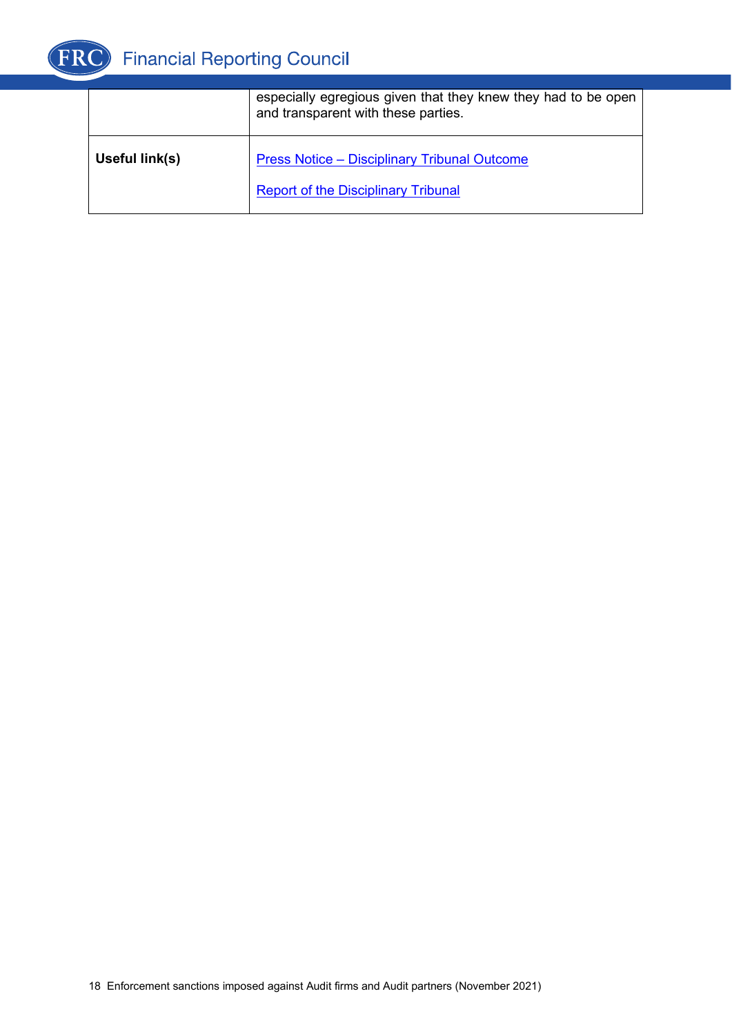| | |
|---|---|
| | especially egregious given that they knew they had to be open and transparent with these parties. |
| **Useful link(s)** | [Press Notice – Disciplinary Tribunal Outcome]<br><br>[Report of the Disciplinary Tribunal] |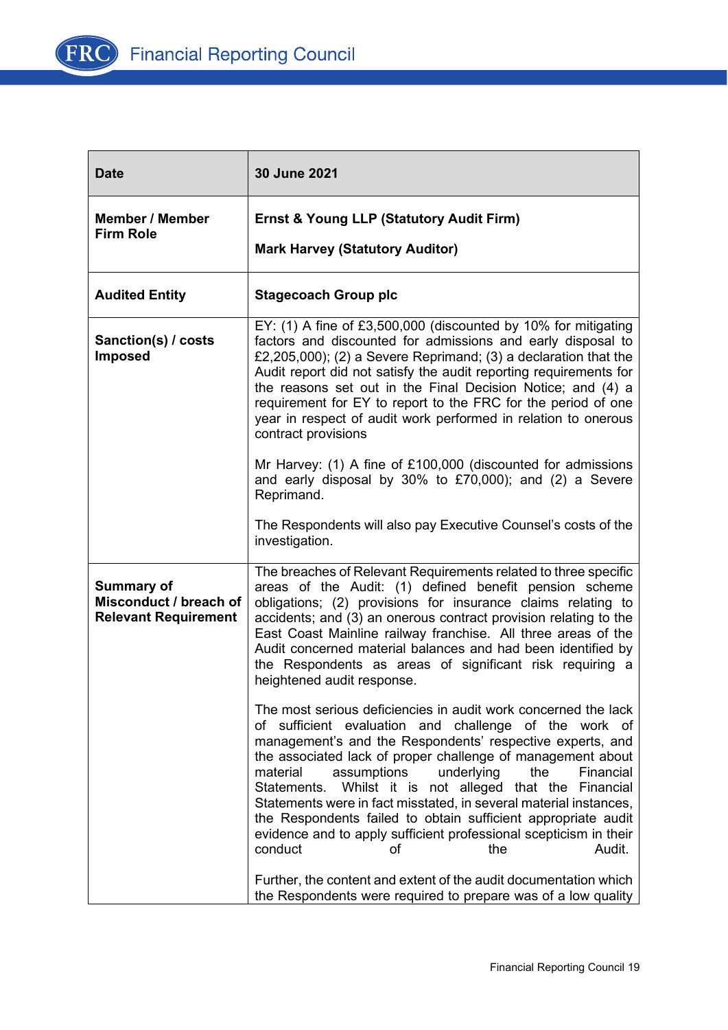| Date | 30 June 2021 |
|---|---|
| **Member / Member Firm Role** | **Ernst & Young LLP (Statutory Audit Firm)**<br><br>**Mark Harvey (Statutory Auditor)** |
| **Audited Entity** | **Stagecoach Group plc** |
| **Sanction(s) / costs Imposed** | EY: (1) A fine of £3,500,000 (discounted by 10% for mitigating factors and discounted for admissions and early disposal to £2,205,000); (2) a Severe Reprimand; (3) a declaration that the Audit report did not satisfy the audit reporting requirements for the reasons set out in the Final Decision Notice; and (4) a requirement for EY to report to the FRC for the period of one year in respect of audit work performed in relation to onerous contract provisions<br><br>Mr Harvey: (1) A fine of £100,000 (discounted for admissions and early disposal by 30% to £70,000); and (2) a Severe Reprimand.<br><br>The Respondents will also pay Executive Counsel's costs of the investigation. |
| **Summary of Misconduct / breach of Relevant Requirement** | The breaches of Relevant Requirements related to three specific areas of the Audit: (1) defined benefit pension scheme obligations; (2) provisions for insurance claims relating to accidents; and (3) an onerous contract provision relating to the East Coast Mainline railway franchise. All three areas of the Audit concerned material balances and had been identified by the Respondents as areas of significant risk requiring a heightened audit response.<br><br>The most serious deficiencies in audit work concerned the lack of sufficient evaluation and challenge of the work of management's and the Respondents' respective experts, and the associated lack of proper challenge of management about material assumptions underlying the Financial Statements. Whilst it is not alleged that the Financial Statements were in fact misstated, in several material instances, the Respondents failed to obtain sufficient appropriate audit evidence and to apply sufficient professional scepticism in their conduct of the Audit.<br><br>Further, the content and extent of the audit documentation which the Respondents were required to prepare was of a low quality |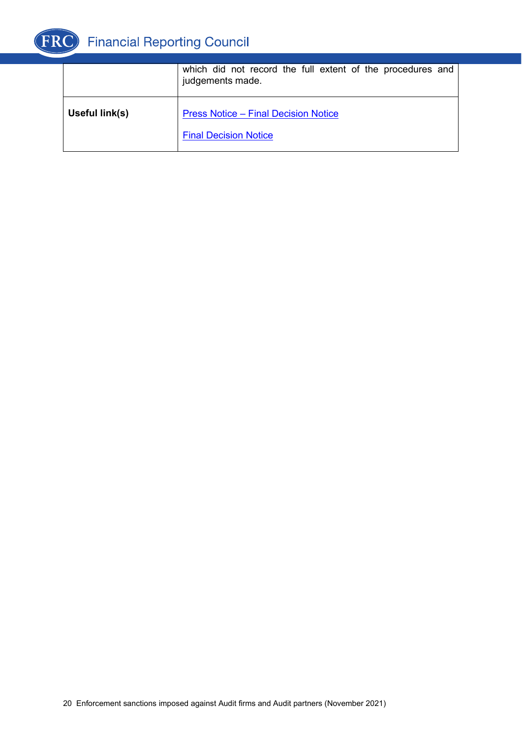| | |
|---|---|
| | which did not record the full extent of the procedures and judgements made. |
| **Useful link(s)** | Press Notice – Final Decision Notice<br><br>Final Decision Notice |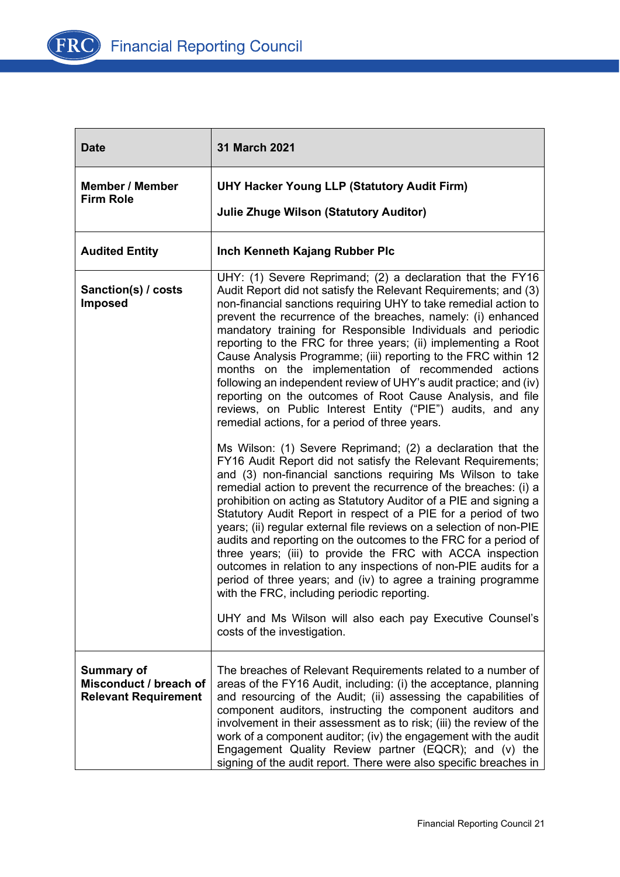| Date | 31 March 2021 |
| --- | --- |
| Member / Member Firm Role | **UHY Hacker Young LLP (Statutory Audit Firm)**<br><br>**Julie Zhuge Wilson (Statutory Auditor)** |
| Audited Entity | **Inch Kenneth Kajang Rubber Plc** |
| Sanction(s) / costs Imposed | UHY: (1) Severe Reprimand; (2) a declaration that the FY16 Audit Report did not satisfy the Relevant Requirements; and (3) non-financial sanctions requiring UHY to take remedial action to prevent the recurrence of the breaches, namely: (i) enhanced mandatory training for Responsible Individuals and periodic reporting to the FRC for three years; (ii) implementing a Root Cause Analysis Programme; (iii) reporting to the FRC within 12 months on the implementation of recommended actions following an independent review of UHY's audit practice; and (iv) reporting on the outcomes of Root Cause Analysis, and file reviews, on Public Interest Entity ("PIE") audits, and any remedial actions, for a period of three years.<br><br>Ms Wilson: (1) Severe Reprimand; (2) a declaration that the FY16 Audit Report did not satisfy the Relevant Requirements; and (3) non-financial sanctions requiring Ms Wilson to take remedial action to prevent the recurrence of the breaches: (i) a prohibition on acting as Statutory Auditor of a PIE and signing a Statutory Audit Report in respect of a PIE for a period of two years; (ii) regular external file reviews on a selection of non-PIE audits and reporting on the outcomes to the FRC for a period of three years; (iii) to provide the FRC with ACCA inspection outcomes in relation to any inspections of non-PIE audits for a period of three years; and (iv) to agree a training programme with the FRC, including periodic reporting.<br><br>UHY and Ms Wilson will also each pay Executive Counsel's costs of the investigation. |
| Summary of Misconduct / breach of Relevant Requirement | The breaches of Relevant Requirements related to a number of areas of the FY16 Audit, including: (i) the acceptance, planning and resourcing of the Audit; (ii) assessing the capabilities of component auditors, instructing the component auditors and involvement in their assessment as to risk; (iii) the review of the work of a component auditor; (iv) the engagement with the audit Engagement Quality Review partner (EQCR); and (v) the signing of the audit report. There were also specific breaches in |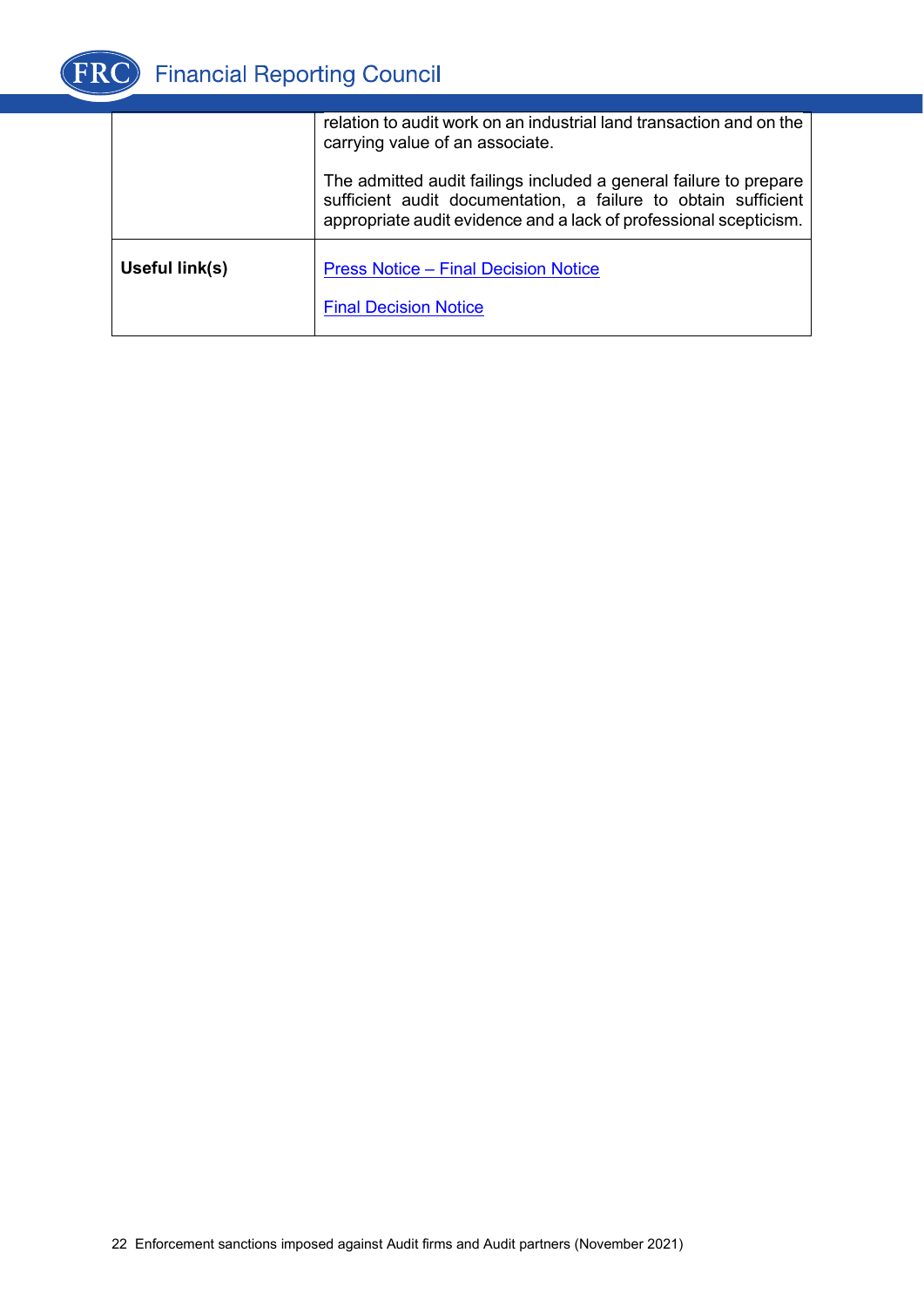|  |  |
|---|---|
|  | relation to audit work on an industrial land transaction and on the carrying value of an associate.<br><br>The admitted audit failings included a general failure to prepare sufficient audit documentation, a failure to obtain sufficient appropriate audit evidence and a lack of professional scepticism. |
| **Useful link(s)** | Press Notice – Final Decision Notice<br><br>Final Decision Notice |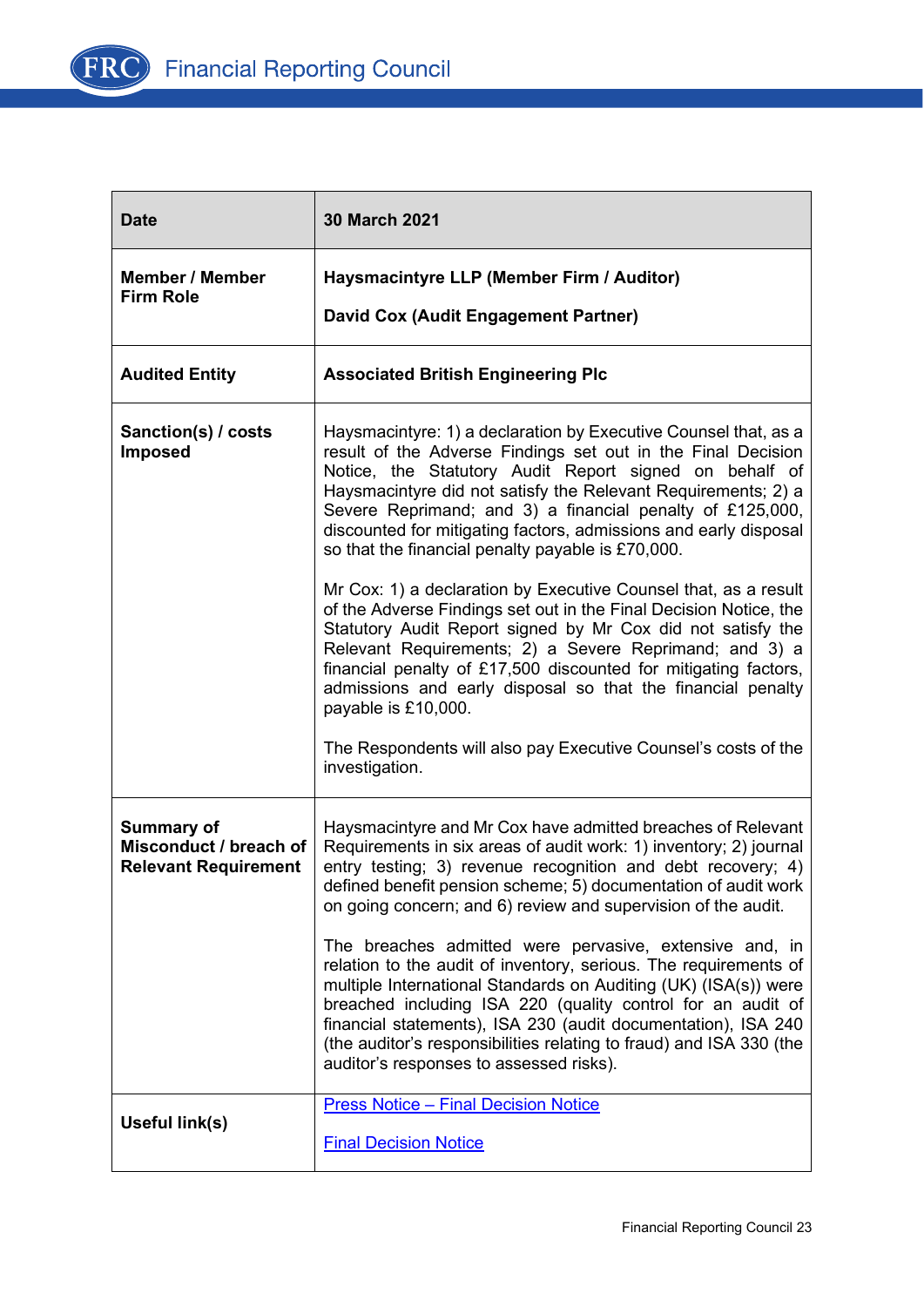| Date | 30 March 2021 |
|---|---|
| Member / Member Firm Role | **Haysmacintyre LLP (Member Firm / Auditor)**<br><br>**David Cox (Audit Engagement Partner)** |
| Audited Entity | **Associated British Engineering Plc** |
| Sanction(s) / costs Imposed | Haysmacintyre: 1) a declaration by Executive Counsel that, as a result of the Adverse Findings set out in the Final Decision Notice, the Statutory Audit Report signed on behalf of Haysmacintyre did not satisfy the Relevant Requirements; 2) a Severe Reprimand; and 3) a financial penalty of £125,000, discounted for mitigating factors, admissions and early disposal so that the financial penalty payable is £70,000.<br><br>Mr Cox: 1) a declaration by Executive Counsel that, as a result of the Adverse Findings set out in the Final Decision Notice, the Statutory Audit Report signed by Mr Cox did not satisfy the Relevant Requirements; 2) a Severe Reprimand; and 3) a financial penalty of £17,500 discounted for mitigating factors, admissions and early disposal so that the financial penalty payable is £10,000.<br><br>The Respondents will also pay Executive Counsel's costs of the investigation. |
| Summary of Misconduct / breach of Relevant Requirement | Haysmacintyre and Mr Cox have admitted breaches of Relevant Requirements in six areas of audit work: 1) inventory; 2) journal entry testing; 3) revenue recognition and debt recovery; 4) defined benefit pension scheme; 5) documentation of audit work on going concern; and 6) review and supervision of the audit.<br><br>The breaches admitted were pervasive, extensive and, in relation to the audit of inventory, serious. The requirements of multiple International Standards on Auditing (UK) (ISA(s)) were breached including ISA 220 (quality control for an audit of financial statements), ISA 230 (audit documentation), ISA 240 (the auditor's responsibilities relating to fraud) and ISA 330 (the auditor's responses to assessed risks). |
| Useful link(s) | Press Notice – Final Decision Notice<br><br>Final Decision Notice |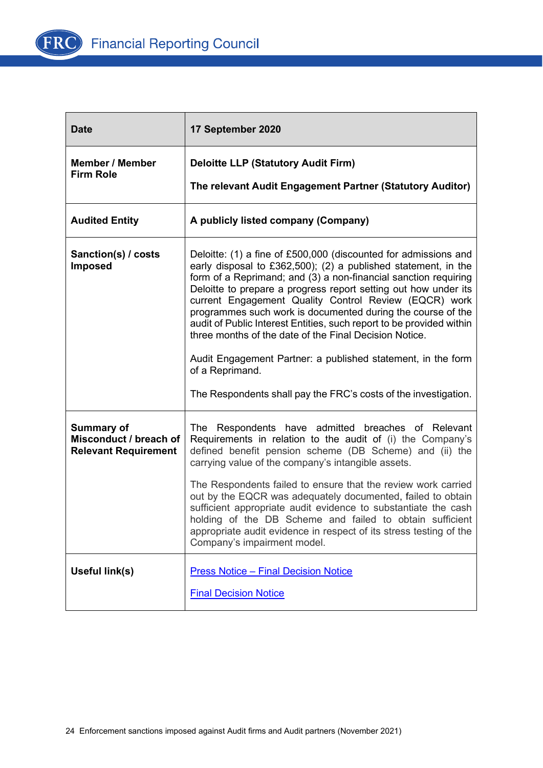| Date | 17 September 2020 |
| --- | --- |
| Member / Member Firm Role | **Deloitte LLP (Statutory Audit Firm)**<br><br>**The relevant Audit Engagement Partner (Statutory Auditor)** |
| Audited Entity | **A publicly listed company (Company)** |
| Sanction(s) / costs Imposed | Deloitte: (1) a fine of £500,000 (discounted for admissions and early disposal to £362,500); (2) a published statement, in the form of a Reprimand; and (3) a non-financial sanction requiring Deloitte to prepare a progress report setting out how under its current Engagement Quality Control Review (EQCR) work programmes such work is documented during the course of the audit of Public Interest Entities, such report to be provided within three months of the date of the Final Decision Notice.<br><br>Audit Engagement Partner: a published statement, in the form of a Reprimand.<br><br>The Respondents shall pay the FRC's costs of the investigation. |
| Summary of Misconduct / breach of Relevant Requirement | The Respondents have admitted breaches of Relevant Requirements in relation to the audit of (i) the Company's defined benefit pension scheme (DB Scheme) and (ii) the carrying value of the company's intangible assets.<br><br>The Respondents failed to ensure that the review work carried out by the EQCR was adequately documented, failed to obtain sufficient appropriate audit evidence to substantiate the cash holding of the DB Scheme and failed to obtain sufficient appropriate audit evidence in respect of its stress testing of the Company's impairment model. |
| Useful link(s) | Press Notice – Final Decision Notice<br><br>Final Decision Notice |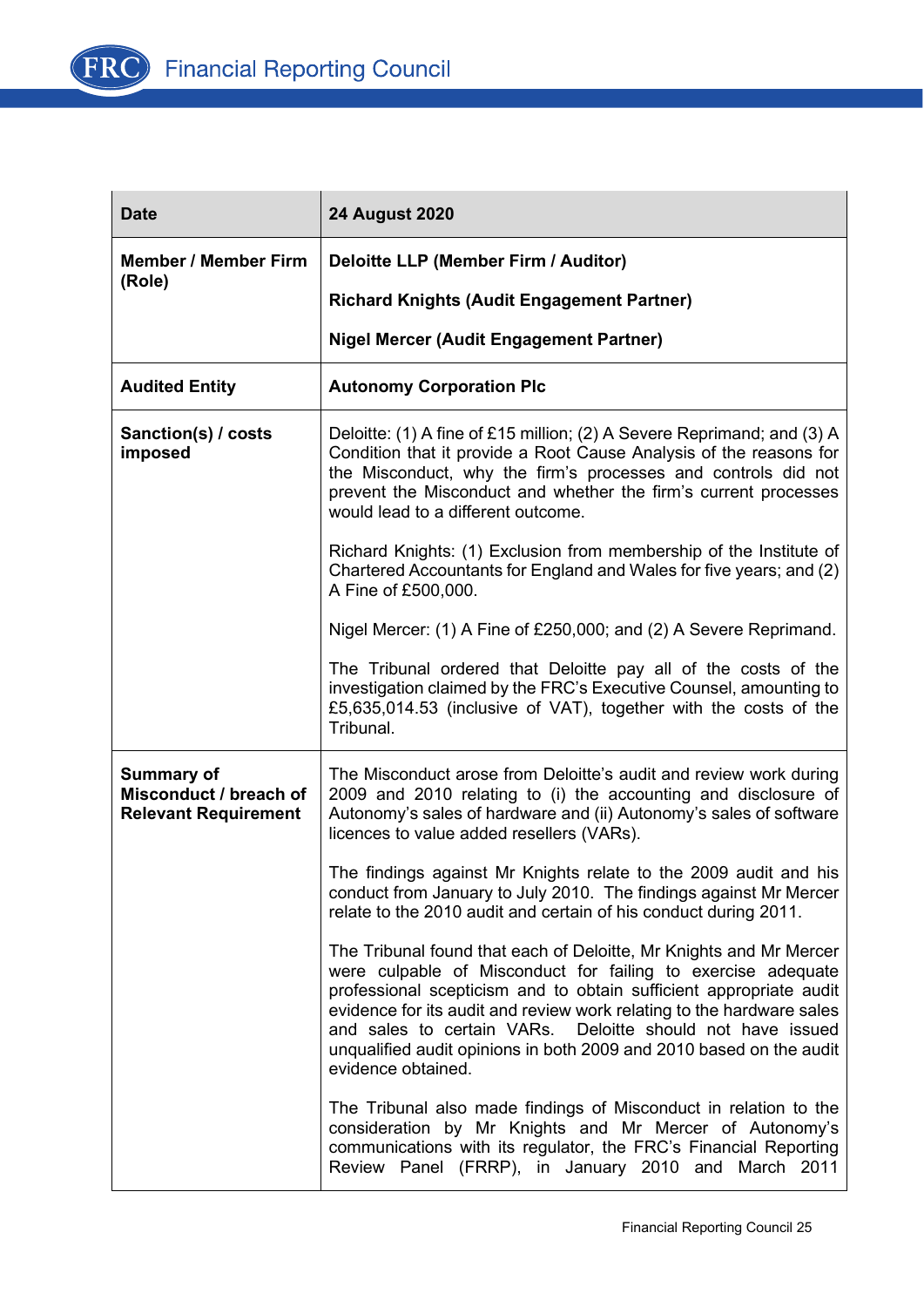| Date | 24 August 2020 |
|---|---|
| Member / Member Firm (Role) | **Deloitte LLP (Member Firm / Auditor)**<br><br>**Richard Knights (Audit Engagement Partner)**<br><br>**Nigel Mercer (Audit Engagement Partner)** |
| Audited Entity | **Autonomy Corporation Plc** |
| Sanction(s) / costs imposed | Deloitte: (1) A fine of £15 million; (2) A Severe Reprimand; and (3) A Condition that it provide a Root Cause Analysis of the reasons for the Misconduct, why the firm's processes and controls did not prevent the Misconduct and whether the firm's current processes would lead to a different outcome.<br><br>Richard Knights: (1) Exclusion from membership of the Institute of Chartered Accountants for England and Wales for five years; and (2) A Fine of £500,000.<br><br>Nigel Mercer: (1) A Fine of £250,000; and (2) A Severe Reprimand.<br><br>The Tribunal ordered that Deloitte pay all of the costs of the investigation claimed by the FRC's Executive Counsel, amounting to £5,635,014.53 (inclusive of VAT), together with the costs of the Tribunal. |
| Summary of Misconduct / breach of Relevant Requirement | The Misconduct arose from Deloitte's audit and review work during 2009 and 2010 relating to (i) the accounting and disclosure of Autonomy's sales of hardware and (ii) Autonomy's sales of software licences to value added resellers (VARs).<br><br>The findings against Mr Knights relate to the 2009 audit and his conduct from January to July 2010. The findings against Mr Mercer relate to the 2010 audit and certain of his conduct during 2011.<br><br>The Tribunal found that each of Deloitte, Mr Knights and Mr Mercer were culpable of Misconduct for failing to exercise adequate professional scepticism and to obtain sufficient appropriate audit evidence for its audit and review work relating to the hardware sales and sales to certain VARs. Deloitte should not have issued unqualified audit opinions in both 2009 and 2010 based on the audit evidence obtained.<br><br>The Tribunal also made findings of Misconduct in relation to the consideration by Mr Knights and Mr Mercer of Autonomy's communications with its regulator, the FRC's Financial Reporting Review Panel (FRRP), in January 2010 and March 2011 |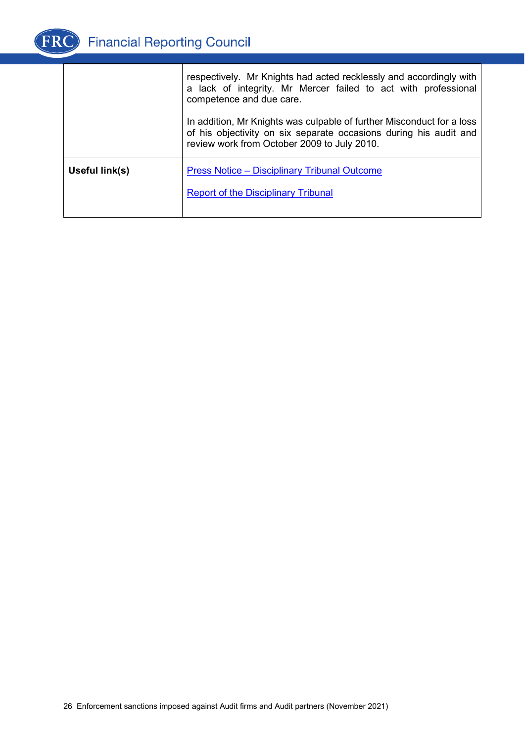|  |  |
| --- | --- |
|  | respectively. Mr Knights had acted recklessly and accordingly with a lack of integrity. Mr Mercer failed to act with professional competence and due care.<br><br>In addition, Mr Knights was culpable of further Misconduct for a loss of his objectivity on six separate occasions during his audit and review work from October 2009 to July 2010. |
| **Useful link(s)** | Press Notice – Disciplinary Tribunal Outcome<br><br>Report of the Disciplinary Tribunal |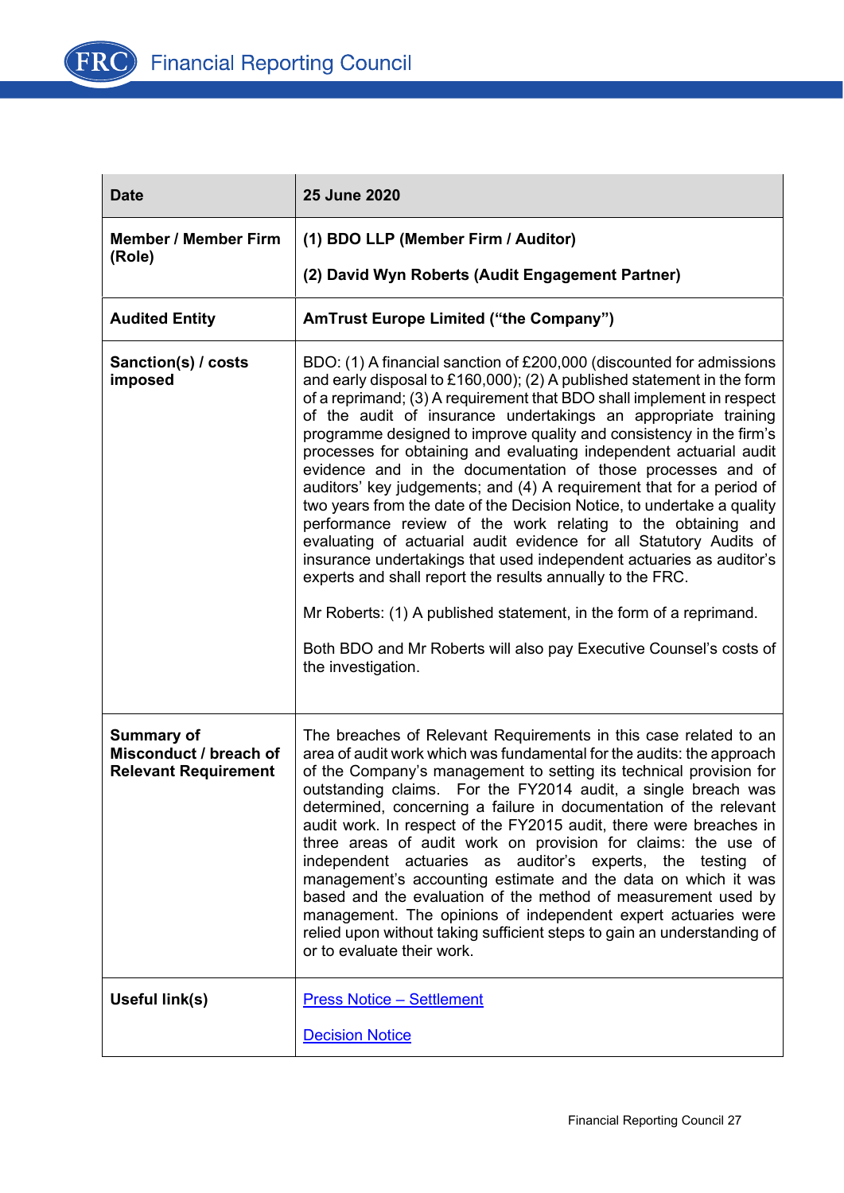| Date | 25 June 2020 |
|---|---|
| Member / Member Firm (Role) | (1) BDO LLP (Member Firm / Auditor)<br><br>(2) David Wyn Roberts (Audit Engagement Partner) |
| Audited Entity | AmTrust Europe Limited ("the Company") |
| Sanction(s) / costs imposed | BDO: (1) A financial sanction of £200,000 (discounted for admissions and early disposal to £160,000); (2) A published statement in the form of a reprimand; (3) A requirement that BDO shall implement in respect of the audit of insurance undertakings an appropriate training programme designed to improve quality and consistency in the firm's processes for obtaining and evaluating independent actuarial audit evidence and in the documentation of those processes and of auditors' key judgements; and (4) A requirement that for a period of two years from the date of the Decision Notice, to undertake a quality performance review of the work relating to the obtaining and evaluating of actuarial audit evidence for all Statutory Audits of insurance undertakings that used independent actuaries as auditor's experts and shall report the results annually to the FRC.<br><br>Mr Roberts: (1) A published statement, in the form of a reprimand.<br><br>Both BDO and Mr Roberts will also pay Executive Counsel's costs of the investigation. |
| Summary of Misconduct / breach of Relevant Requirement | The breaches of Relevant Requirements in this case related to an area of audit work which was fundamental for the audits: the approach of the Company's management to setting its technical provision for outstanding claims. For the FY2014 audit, a single breach was determined, concerning a failure in documentation of the relevant audit work. In respect of the FY2015 audit, there were breaches in three areas of audit work on provision for claims: the use of independent actuaries as auditor's experts, the testing of management's accounting estimate and the data on which it was based and the evaluation of the method of measurement used by management. The opinions of independent expert actuaries were relied upon without taking sufficient steps to gain an understanding of or to evaluate their work. |
| Useful link(s) | Press Notice – Settlement<br><br>Decision Notice |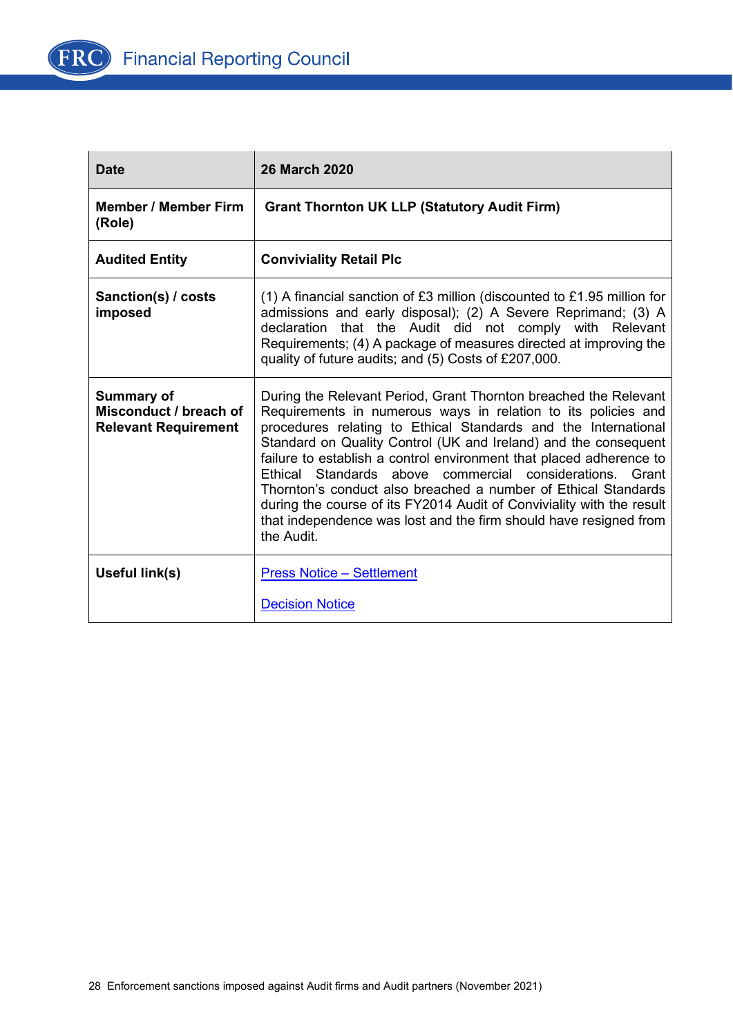| Date | 26 March 2020 |
|---|---|
| Member / Member Firm (Role) | Grant Thornton UK LLP (Statutory Audit Firm) |
| Audited Entity | Conviviality Retail Plc |
| Sanction(s) / costs imposed | (1) A financial sanction of £3 million (discounted to £1.95 million for admissions and early disposal); (2) A Severe Reprimand; (3) A declaration that the Audit did not comply with Relevant Requirements; (4) A package of measures directed at improving the quality of future audits; and (5) Costs of £207,000. |
| Summary of Misconduct / breach of Relevant Requirement | During the Relevant Period, Grant Thornton breached the Relevant Requirements in numerous ways in relation to its policies and procedures relating to Ethical Standards and the International Standard on Quality Control (UK and Ireland) and the consequent failure to establish a control environment that placed adherence to Ethical Standards above commercial considerations. Grant Thornton's conduct also breached a number of Ethical Standards during the course of its FY2014 Audit of Conviviality with the result that independence was lost and the firm should have resigned from the Audit. |
| Useful link(s) | Press Notice – Settlement<br><br>Decision Notice |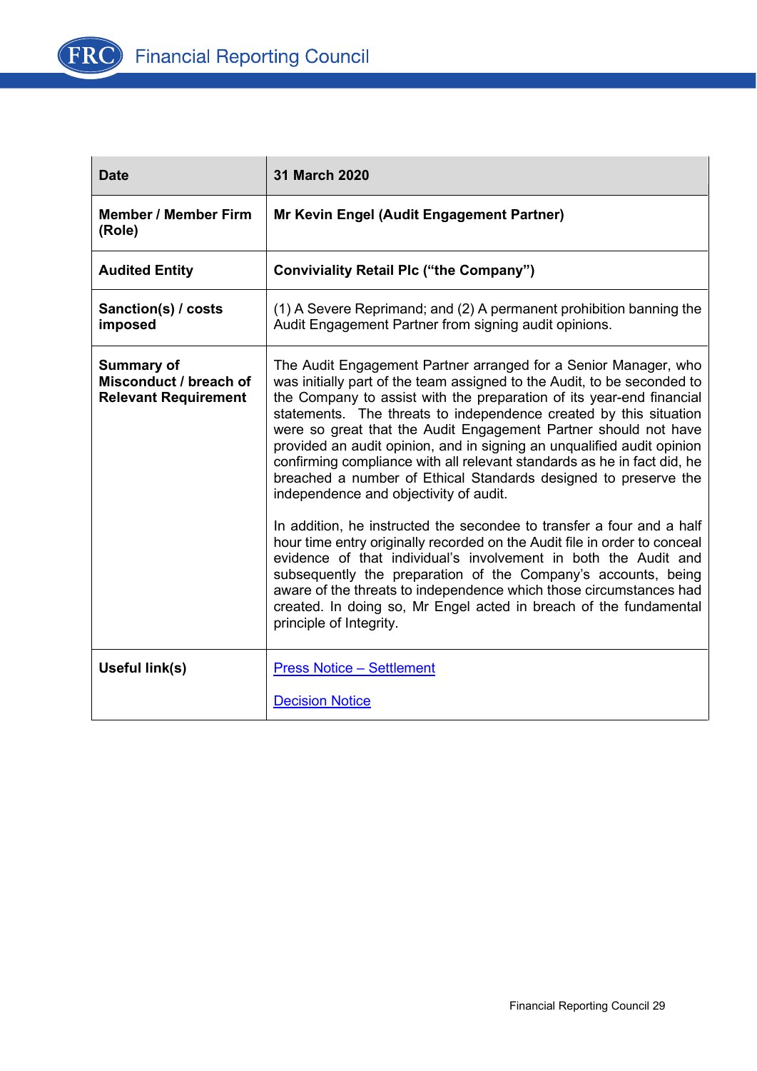| Date | 31 March 2020 |
| --- | --- |
| **Member / Member Firm (Role)** | **Mr Kevin Engel (Audit Engagement Partner)** |
| **Audited Entity** | **Conviviality Retail Plc (“the Company”)** |
| **Sanction(s) / costs imposed** | (1) A Severe Reprimand; and (2) A permanent prohibition banning the Audit Engagement Partner from signing audit opinions. |
| **Summary of Misconduct / breach of Relevant Requirement** | The Audit Engagement Partner arranged for a Senior Manager, who was initially part of the team assigned to the Audit, to be seconded to the Company to assist with the preparation of its year-end financial statements. The threats to independence created by this situation were so great that the Audit Engagement Partner should not have provided an audit opinion, and in signing an unqualified audit opinion confirming compliance with all relevant standards as he in fact did, he breached a number of Ethical Standards designed to preserve the independence and objectivity of audit.<br><br>In addition, he instructed the secondee to transfer a four and a half hour time entry originally recorded on the Audit file in order to conceal evidence of that individual’s involvement in both the Audit and subsequently the preparation of the Company’s accounts, being aware of the threats to independence which those circumstances had created. In doing so, Mr Engel acted in breach of the fundamental principle of Integrity. |
| **Useful link(s)** | Press Notice – Settlement<br><br>Decision Notice |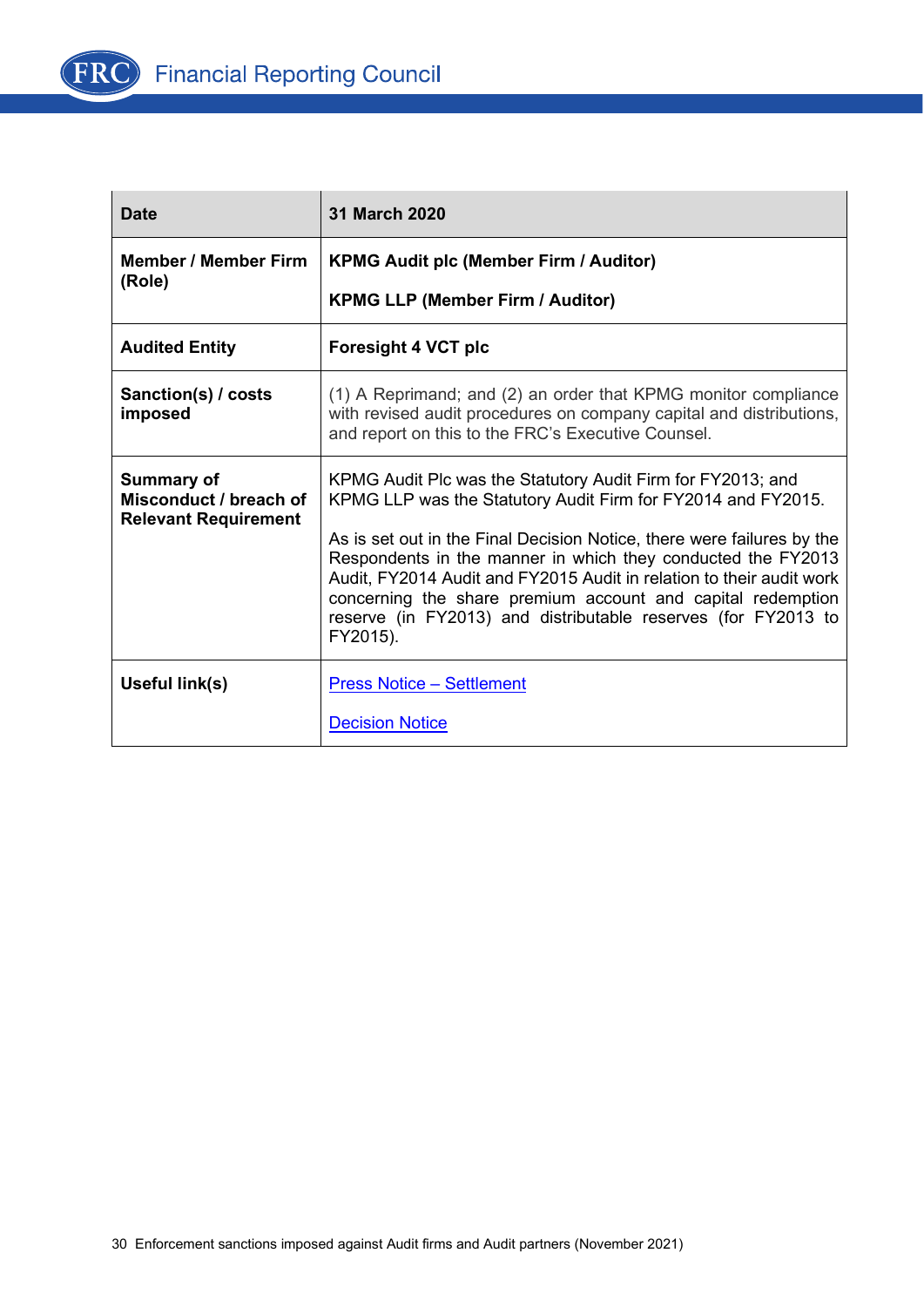| Date | 31 March 2020 |
|---|---|
| Member / Member Firm (Role) | KPMG Audit plc (Member Firm / Auditor)<br><br>KPMG LLP (Member Firm / Auditor) |
| Audited Entity | Foresight 4 VCT plc |
| Sanction(s) / costs imposed | (1) A Reprimand; and (2) an order that KPMG monitor compliance with revised audit procedures on company capital and distributions, and report on this to the FRC's Executive Counsel. |
| Summary of Misconduct / breach of Relevant Requirement | KPMG Audit Plc was the Statutory Audit Firm for FY2013; and KPMG LLP was the Statutory Audit Firm for FY2014 and FY2015.<br><br>As is set out in the Final Decision Notice, there were failures by the Respondents in the manner in which they conducted the FY2013 Audit, FY2014 Audit and FY2015 Audit in relation to their audit work concerning the share premium account and capital redemption reserve (in FY2013) and distributable reserves (for FY2013 to FY2015). |
| Useful link(s) | Press Notice – Settlement<br><br>Decision Notice |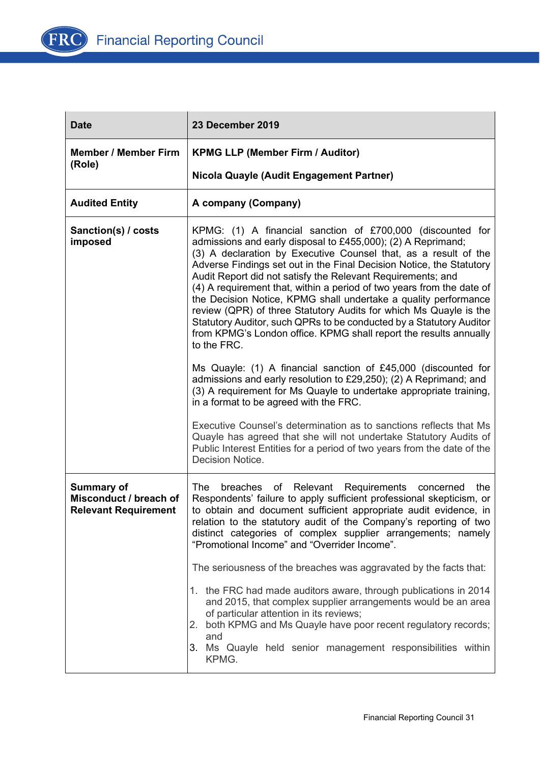| Date | 23 December 2019 |
|---|---|
| **Member / Member Firm (Role)** | **KPMG LLP (Member Firm / Auditor)**<br><br>**Nicola Quayle (Audit Engagement Partner)** |
| **Audited Entity** | **A company (Company)** |
| **Sanction(s) / costs imposed** | KPMG: (1) A financial sanction of £700,000 (discounted for admissions and early disposal to £455,000); (2) A Reprimand;<br>(3) A declaration by Executive Counsel that, as a result of the Adverse Findings set out in the Final Decision Notice, the Statutory Audit Report did not satisfy the Relevant Requirements; and<br>(4) A requirement that, within a period of two years from the date of the Decision Notice, KPMG shall undertake a quality performance review (QPR) of three Statutory Audits for which Ms Quayle is the Statutory Auditor, such QPRs to be conducted by a Statutory Auditor from KPMG's London office. KPMG shall report the results annually to the FRC.<br><br>Ms Quayle: (1) A financial sanction of £45,000 (discounted for admissions and early resolution to £29,250); (2) A Reprimand; and<br>(3) A requirement for Ms Quayle to undertake appropriate training, in a format to be agreed with the FRC.<br><br>Executive Counsel's determination as to sanctions reflects that Ms Quayle has agreed that she will not undertake Statutory Audits of Public Interest Entities for a period of two years from the date of the Decision Notice. |
| **Summary of Misconduct / breach of Relevant Requirement** | The breaches of Relevant Requirements concerned the Respondents' failure to apply sufficient professional skepticism, or to obtain and document sufficient appropriate audit evidence, in relation to the statutory audit of the Company's reporting of two distinct categories of complex supplier arrangements; namely "Promotional Income" and "Overrider Income".<br><br>The seriousness of the breaches was aggravated by the facts that:<br><br>1. the FRC had made auditors aware, through publications in 2014 and 2015, that complex supplier arrangements would be an area of particular attention in its reviews;<br>2. both KPMG and Ms Quayle have poor recent regulatory records; and<br>3. Ms Quayle held senior management responsibilities within KPMG. |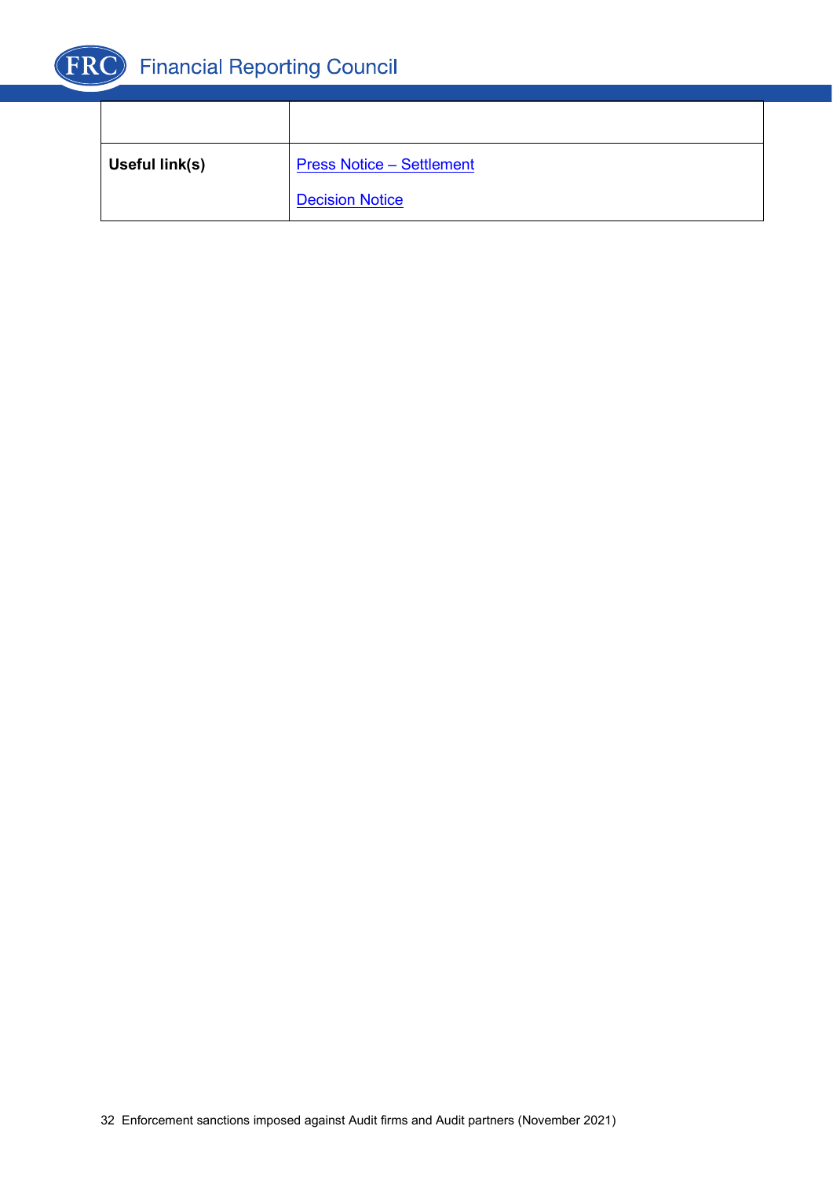| | |
|---|---|
| | |
| **Useful link(s)** | Press Notice – Settlement<br><br>Decision Notice |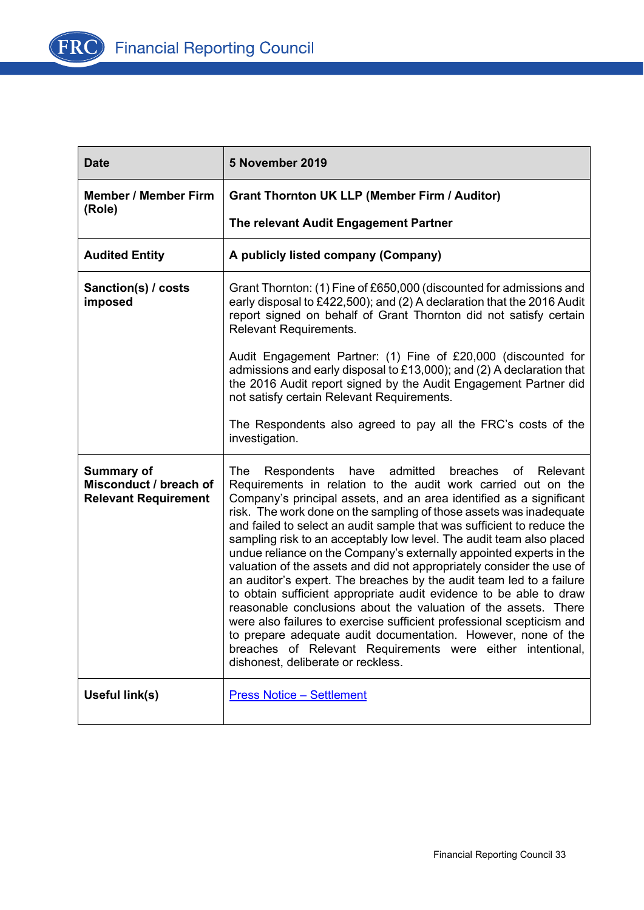| **Date** | **5 November 2019** |
|---|---|
| **Member / Member Firm (Role)** | **Grant Thornton UK LLP (Member Firm / Auditor)**<br><br>**The relevant Audit Engagement Partner** |
| **Audited Entity** | **A publicly listed company (Company)** |
| **Sanction(s) / costs imposed** | Grant Thornton: (1) Fine of £650,000 (discounted for admissions and early disposal to £422,500); and (2) A declaration that the 2016 Audit report signed on behalf of Grant Thornton did not satisfy certain Relevant Requirements.<br><br>Audit Engagement Partner: (1) Fine of £20,000 (discounted for admissions and early disposal to £13,000); and (2) A declaration that the 2016 Audit report signed by the Audit Engagement Partner did not satisfy certain Relevant Requirements.<br><br>The Respondents also agreed to pay all the FRC's costs of the investigation. |
| **Summary of Misconduct / breach of Relevant Requirement** | The Respondents have admitted breaches of Relevant Requirements in relation to the audit work carried out on the Company's principal assets, and an area identified as a significant risk. The work done on the sampling of those assets was inadequate and failed to select an audit sample that was sufficient to reduce the sampling risk to an acceptably low level. The audit team also placed undue reliance on the Company's externally appointed experts in the valuation of the assets and did not appropriately consider the use of an auditor's expert. The breaches by the audit team led to a failure to obtain sufficient appropriate audit evidence to be able to draw reasonable conclusions about the valuation of the assets. There were also failures to exercise sufficient professional scepticism and to prepare adequate audit documentation. However, none of the breaches of Relevant Requirements were either intentional, dishonest, deliberate or reckless. |
| **Useful link(s)** | Press Notice – Settlement |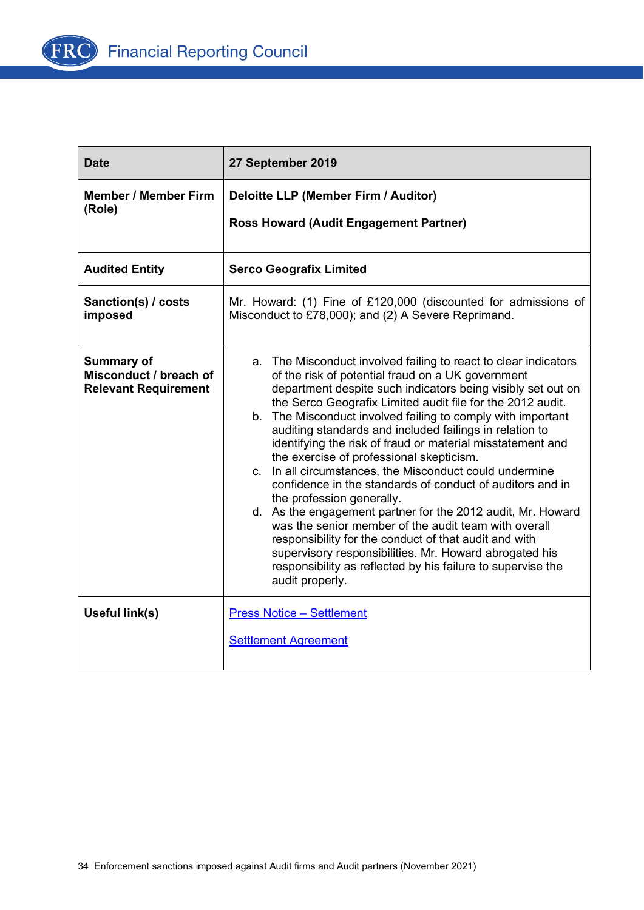| Date | 27 September 2019 |
|---|---|
| Member / Member Firm (Role) | **Deloitte LLP (Member Firm / Auditor)**<br><br>**Ross Howard (Audit Engagement Partner)** |
| Audited Entity | **Serco Geografix Limited** |
| Sanction(s) / costs imposed | Mr. Howard: (1) Fine of £120,000 (discounted for admissions of Misconduct to £78,000); and (2) A Severe Reprimand. |
| Summary of Misconduct / breach of Relevant Requirement | a. The Misconduct involved failing to react to clear indicators of the risk of potential fraud on a UK government department despite such indicators being visibly set out on the Serco Geografix Limited audit file for the 2012 audit.<br>b. The Misconduct involved failing to comply with important auditing standards and included failings in relation to identifying the risk of fraud or material misstatement and the exercise of professional skepticism.<br>c. In all circumstances, the Misconduct could undermine confidence in the standards of conduct of auditors and in the profession generally.<br>d. As the engagement partner for the 2012 audit, Mr. Howard was the senior member of the audit team with overall responsibility for the conduct of that audit and with supervisory responsibilities. Mr. Howard abrogated his responsibility as reflected by his failure to supervise the audit properly. |
| Useful link(s) | Press Notice – Settlement<br><br>Settlement Agreement |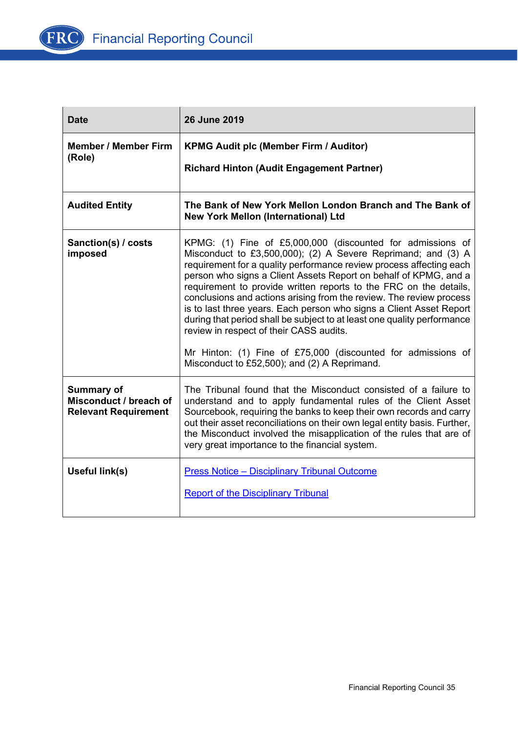| **Date** | **26 June 2019** |
|---|---|
| **Member / Member Firm (Role)** | **KPMG Audit plc (Member Firm / Auditor)**<br><br>**Richard Hinton (Audit Engagement Partner)** |
| **Audited Entity** | **The Bank of New York Mellon London Branch and The Bank of New York Mellon (International) Ltd** |
| **Sanction(s) / costs imposed** | KPMG: (1) Fine of £5,000,000 (discounted for admissions of Misconduct to £3,500,000); (2) A Severe Reprimand; and (3) A requirement for a quality performance review process affecting each person who signs a Client Assets Report on behalf of KPMG, and a requirement to provide written reports to the FRC on the details, conclusions and actions arising from the review. The review process is to last three years. Each person who signs a Client Asset Report during that period shall be subject to at least one quality performance review in respect of their CASS audits.<br><br>Mr Hinton: (1) Fine of £75,000 (discounted for admissions of Misconduct to £52,500); and (2) A Reprimand. |
| **Summary of Misconduct / breach of Relevant Requirement** | The Tribunal found that the Misconduct consisted of a failure to understand and to apply fundamental rules of the Client Asset Sourcebook, requiring the banks to keep their own records and carry out their asset reconciliations on their own legal entity basis. Further, the Misconduct involved the misapplication of the rules that are of very great importance to the financial system. |
| **Useful link(s)** | Press Notice – Disciplinary Tribunal Outcome<br><br>Report of the Disciplinary Tribunal |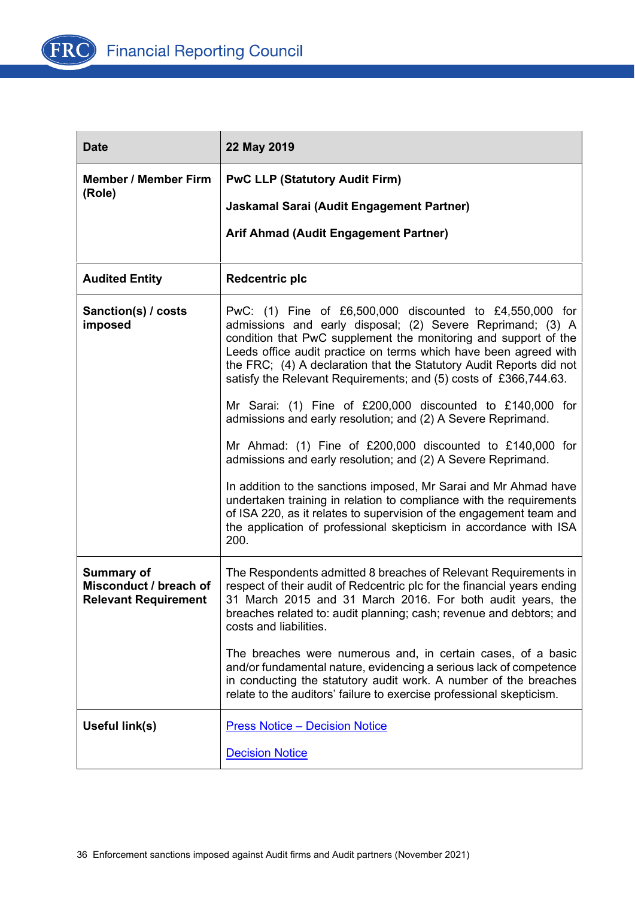| Date | 22 May 2019 |
|---|---|
| Member / Member Firm (Role) | **PwC LLP (Statutory Audit Firm)**<br><br>**Jaskamal Sarai (Audit Engagement Partner)**<br><br>**Arif Ahmad (Audit Engagement Partner)** |
| **Audited Entity** | **Redcentric plc** |
| **Sanction(s) / costs imposed** | PwC: (1) Fine of £6,500,000 discounted to £4,550,000 for admissions and early disposal; (2) Severe Reprimand; (3) A condition that PwC supplement the monitoring and support of the Leeds office audit practice on terms which have been agreed with the FRC; (4) A declaration that the Statutory Audit Reports did not satisfy the Relevant Requirements; and (5) costs of £366,744.63.<br><br>Mr Sarai: (1) Fine of £200,000 discounted to £140,000 for admissions and early resolution; and (2) A Severe Reprimand.<br><br>Mr Ahmad: (1) Fine of £200,000 discounted to £140,000 for admissions and early resolution; and (2) A Severe Reprimand.<br><br>In addition to the sanctions imposed, Mr Sarai and Mr Ahmad have undertaken training in relation to compliance with the requirements of ISA 220, as it relates to supervision of the engagement team and the application of professional skepticism in accordance with ISA 200. |
| **Summary of Misconduct / breach of Relevant Requirement** | The Respondents admitted 8 breaches of Relevant Requirements in respect of their audit of Redcentric plc for the financial years ending 31 March 2015 and 31 March 2016. For both audit years, the breaches related to: audit planning; cash; revenue and debtors; and costs and liabilities.<br><br>The breaches were numerous and, in certain cases, of a basic and/or fundamental nature, evidencing a serious lack of competence in conducting the statutory audit work. A number of the breaches relate to the auditors' failure to exercise professional skepticism. |
| **Useful link(s)** | Press Notice – Decision Notice<br><br>Decision Notice |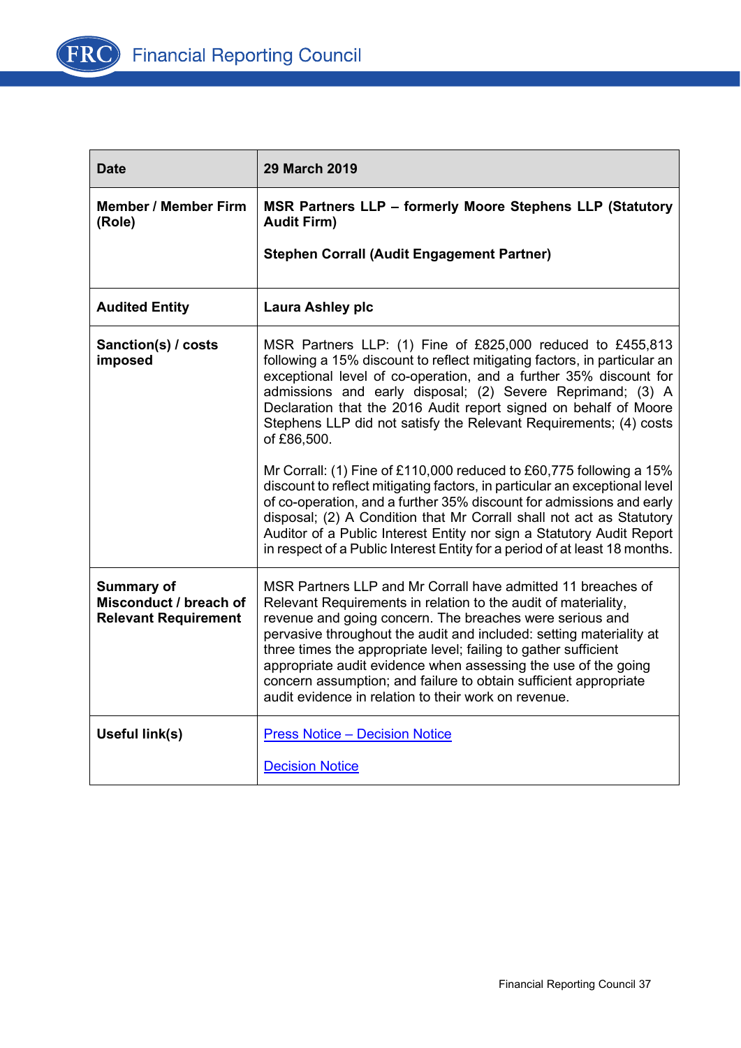| Date | 29 March 2019 |
|---|---|
| **Member / Member Firm (Role)** | **MSR Partners LLP – formerly Moore Stephens LLP (Statutory Audit Firm)**<br><br>**Stephen Corrall (Audit Engagement Partner)** |
| **Audited Entity** | **Laura Ashley plc** |
| **Sanction(s) / costs imposed** | MSR Partners LLP: (1) Fine of £825,000 reduced to £455,813 following a 15% discount to reflect mitigating factors, in particular an exceptional level of co-operation, and a further 35% discount for admissions and early disposal; (2) Severe Reprimand; (3) A Declaration that the 2016 Audit report signed on behalf of Moore Stephens LLP did not satisfy the Relevant Requirements; (4) costs of £86,500.<br><br>Mr Corrall: (1) Fine of £110,000 reduced to £60,775 following a 15% discount to reflect mitigating factors, in particular an exceptional level of co-operation, and a further 35% discount for admissions and early disposal; (2) A Condition that Mr Corrall shall not act as Statutory Auditor of a Public Interest Entity nor sign a Statutory Audit Report in respect of a Public Interest Entity for a period of at least 18 months. |
| **Summary of Misconduct / breach of Relevant Requirement** | MSR Partners LLP and Mr Corrall have admitted 11 breaches of Relevant Requirements in relation to the audit of materiality, revenue and going concern. The breaches were serious and pervasive throughout the audit and included: setting materiality at three times the appropriate level; failing to gather sufficient appropriate audit evidence when assessing the use of the going concern assumption; and failure to obtain sufficient appropriate audit evidence in relation to their work on revenue. |
| **Useful link(s)** | Press Notice – Decision Notice<br><br>Decision Notice |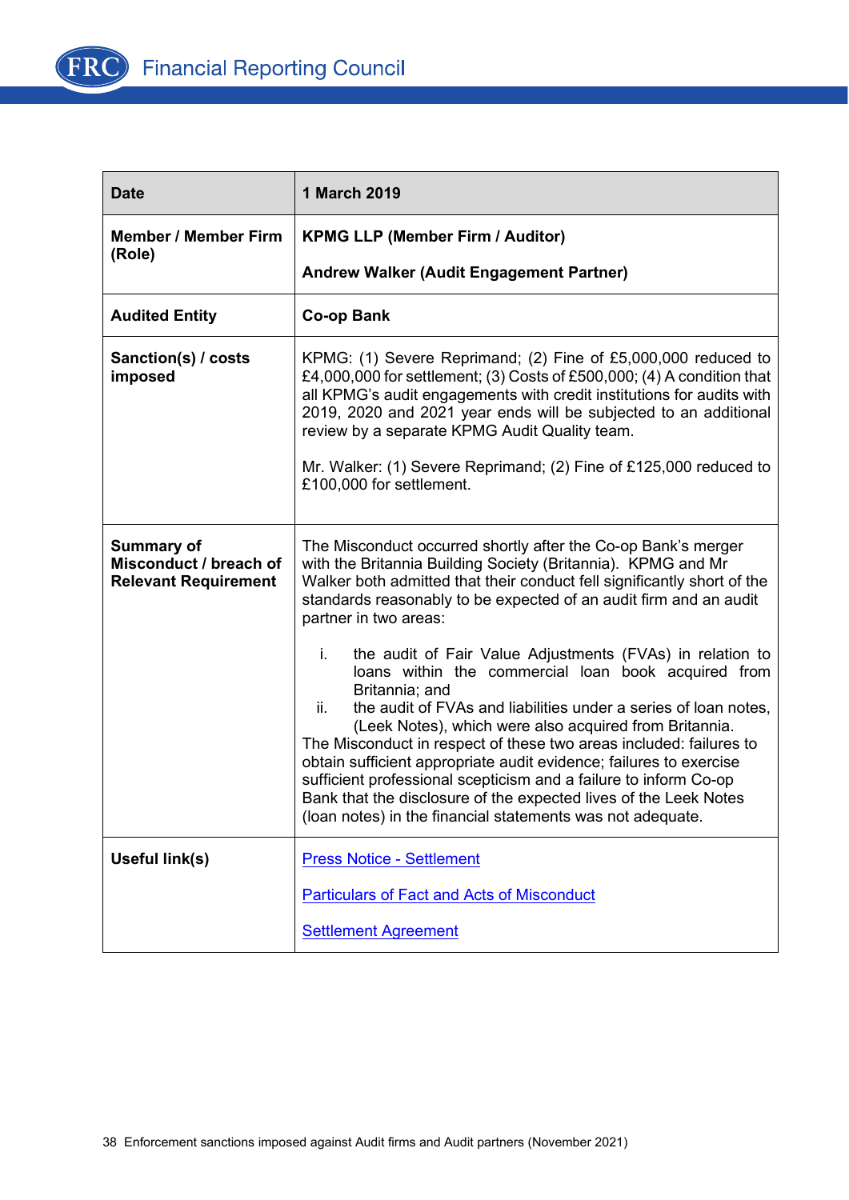| Date | 1 March 2019 |
|---|---|
| **Member / Member Firm (Role)** | **KPMG LLP (Member Firm / Auditor)**<br><br>**Andrew Walker (Audit Engagement Partner)** |
| **Audited Entity** | **Co-op Bank** |
| **Sanction(s) / costs imposed** | KPMG: (1) Severe Reprimand; (2) Fine of £5,000,000 reduced to £4,000,000 for settlement; (3) Costs of £500,000; (4) A condition that all KPMG's audit engagements with credit institutions for audits with 2019, 2020 and 2021 year ends will be subjected to an additional review by a separate KPMG Audit Quality team.<br><br>Mr. Walker: (1) Severe Reprimand; (2) Fine of £125,000 reduced to £100,000 for settlement. |
| **Summary of Misconduct / breach of Relevant Requirement** | The Misconduct occurred shortly after the Co-op Bank's merger with the Britannia Building Society (Britannia). KPMG and Mr Walker both admitted that their conduct fell significantly short of the standards reasonably to be expected of an audit firm and an audit partner in two areas:<br><br>i. the audit of Fair Value Adjustments (FVAs) in relation to loans within the commercial loan book acquired from Britannia; and<br>ii. the audit of FVAs and liabilities under a series of loan notes, (Leek Notes), which were also acquired from Britannia.<br><br>The Misconduct in respect of these two areas included: failures to obtain sufficient appropriate audit evidence; failures to exercise sufficient professional scepticism and a failure to inform Co-op Bank that the disclosure of the expected lives of the Leek Notes (loan notes) in the financial statements was not adequate. |
| **Useful link(s)** | Press Notice - Settlement<br><br>Particulars of Fact and Acts of Misconduct<br><br>Settlement Agreement |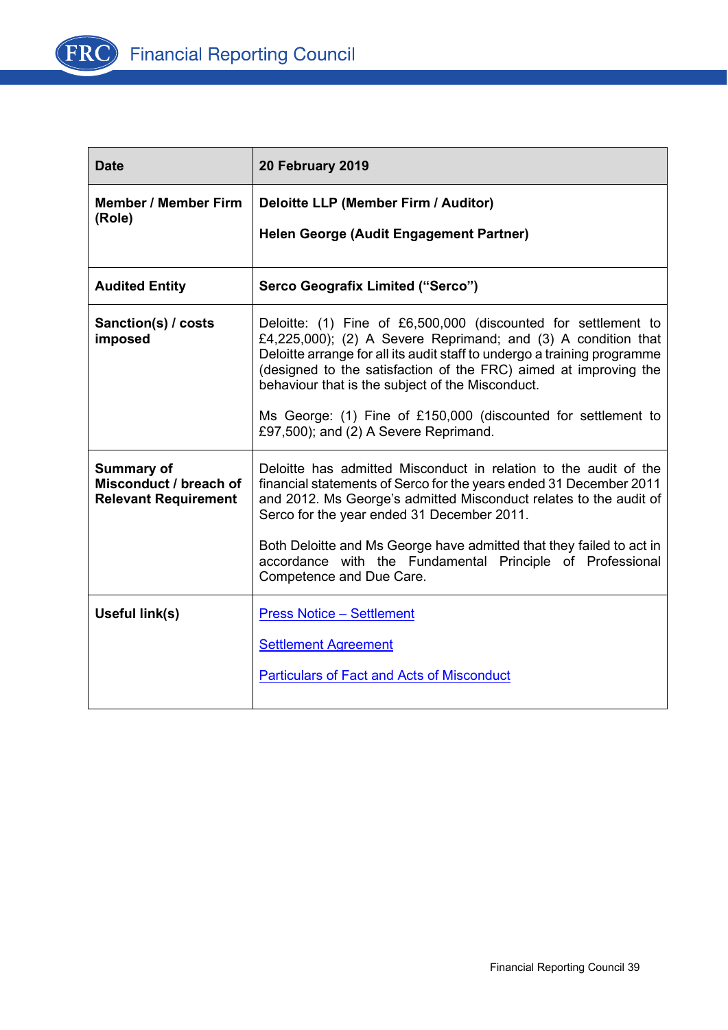| Date | 20 February 2019 |
|---|---|
| Member / Member Firm (Role) | **Deloitte LLP (Member Firm / Auditor)**<br><br>**Helen George (Audit Engagement Partner)** |
| Audited Entity | **Serco Geografix Limited ("Serco")** |
| Sanction(s) / costs imposed | Deloitte: (1) Fine of £6,500,000 (discounted for settlement to £4,225,000); (2) A Severe Reprimand; and (3) A condition that Deloitte arrange for all its audit staff to undergo a training programme (designed to the satisfaction of the FRC) aimed at improving the behaviour that is the subject of the Misconduct.<br><br>Ms George: (1) Fine of £150,000 (discounted for settlement to £97,500); and (2) A Severe Reprimand. |
| Summary of Misconduct / breach of Relevant Requirement | Deloitte has admitted Misconduct in relation to the audit of the financial statements of Serco for the years ended 31 December 2011 and 2012. Ms George's admitted Misconduct relates to the audit of Serco for the year ended 31 December 2011.<br><br>Both Deloitte and Ms George have admitted that they failed to act in accordance with the Fundamental Principle of Professional Competence and Due Care. |
| Useful link(s) | Press Notice – Settlement<br><br>Settlement Agreement<br><br>Particulars of Fact and Acts of Misconduct |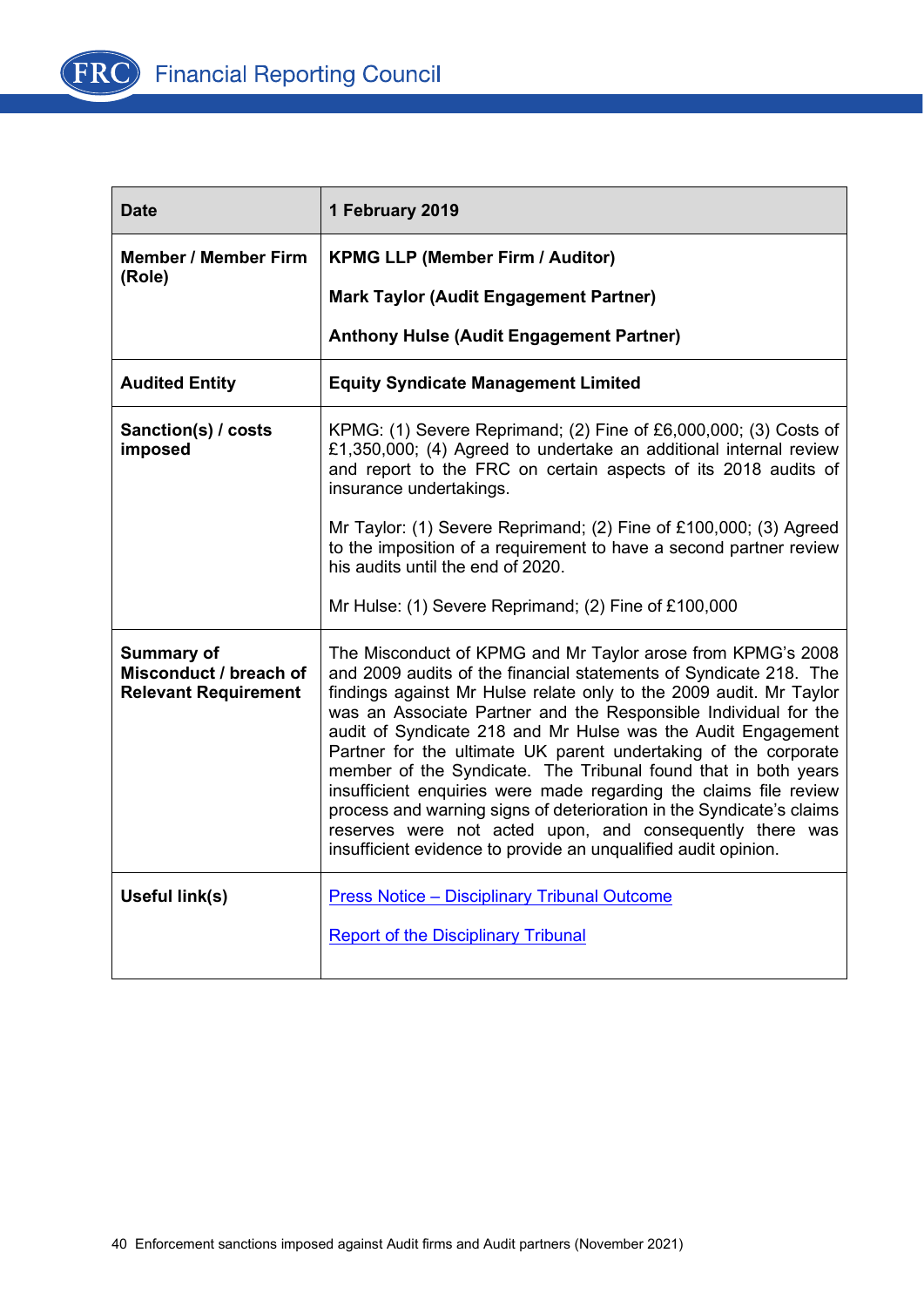| Date | 1 February 2019 |
| --- | --- |
| Member / Member Firm (Role) | **KPMG LLP (Member Firm / Auditor)**<br><br>**Mark Taylor (Audit Engagement Partner)**<br><br>**Anthony Hulse (Audit Engagement Partner)** |
| **Audited Entity** | **Equity Syndicate Management Limited** |
| **Sanction(s) / costs imposed** | KPMG: (1) Severe Reprimand; (2) Fine of £6,000,000; (3) Costs of £1,350,000; (4) Agreed to undertake an additional internal review and report to the FRC on certain aspects of its 2018 audits of insurance undertakings.<br><br>Mr Taylor: (1) Severe Reprimand; (2) Fine of £100,000; (3) Agreed to the imposition of a requirement to have a second partner review his audits until the end of 2020.<br><br>Mr Hulse: (1) Severe Reprimand; (2) Fine of £100,000 |
| **Summary of Misconduct / breach of Relevant Requirement** | The Misconduct of KPMG and Mr Taylor arose from KPMG's 2008 and 2009 audits of the financial statements of Syndicate 218. The findings against Mr Hulse relate only to the 2009 audit. Mr Taylor was an Associate Partner and the Responsible Individual for the audit of Syndicate 218 and Mr Hulse was the Audit Engagement Partner for the ultimate UK parent undertaking of the corporate member of the Syndicate. The Tribunal found that in both years insufficient enquiries were made regarding the claims file review process and warning signs of deterioration in the Syndicate's claims reserves were not acted upon, and consequently there was insufficient evidence to provide an unqualified audit opinion. |
| **Useful link(s)** | Press Notice – Disciplinary Tribunal Outcome<br><br>Report of the Disciplinary Tribunal |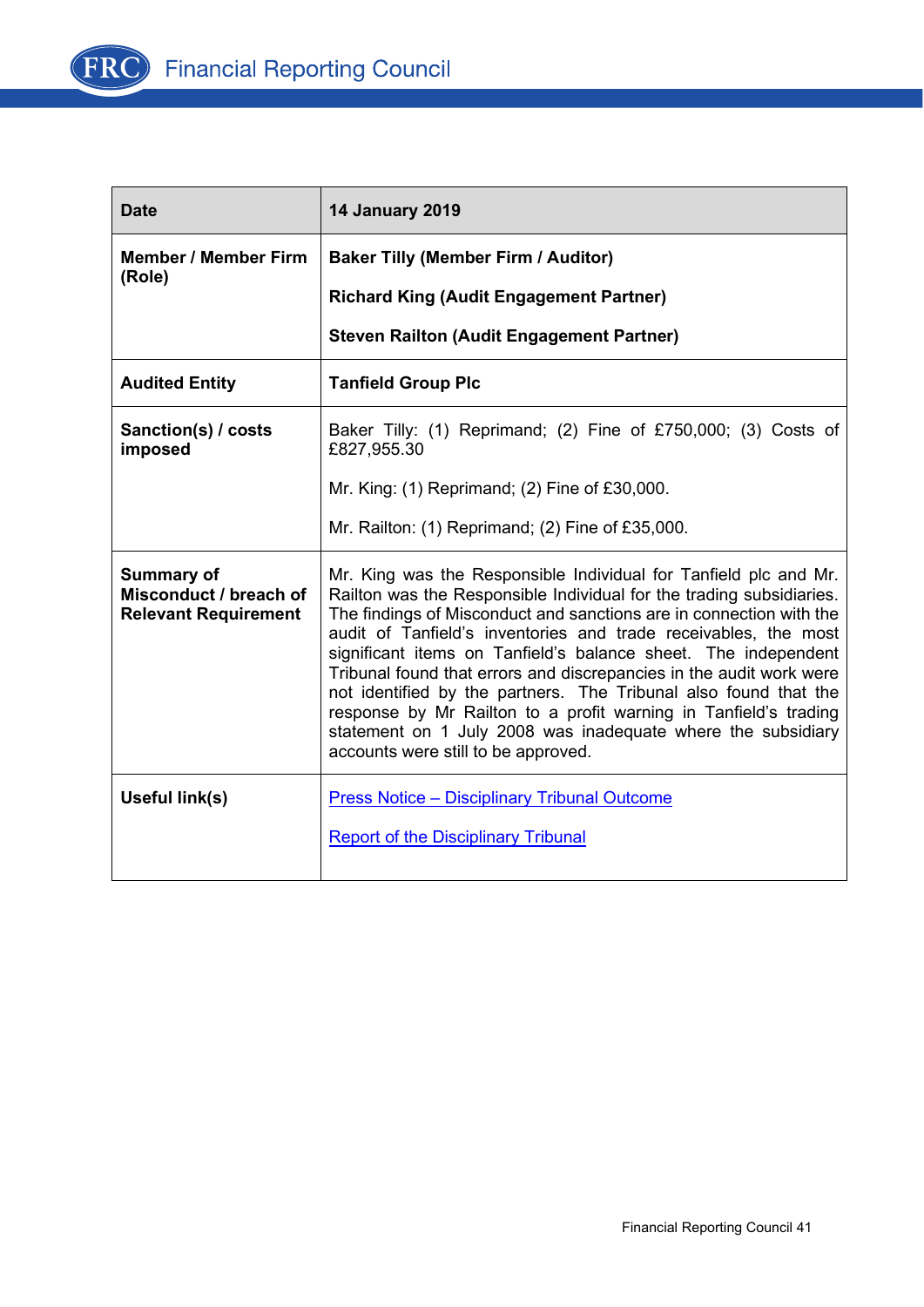| Date | 14 January 2019 |
|---|---|
| **Member / Member Firm (Role)** | **Baker Tilly (Member Firm / Auditor)**<br><br>**Richard King (Audit Engagement Partner)**<br><br>**Steven Railton (Audit Engagement Partner)** |
| **Audited Entity** | **Tanfield Group Plc** |
| **Sanction(s) / costs imposed** | Baker Tilly: (1) Reprimand; (2) Fine of £750,000; (3) Costs of £827,955.30<br><br>Mr. King: (1) Reprimand; (2) Fine of £30,000.<br><br>Mr. Railton: (1) Reprimand; (2) Fine of £35,000. |
| **Summary of Misconduct / breach of Relevant Requirement** | Mr. King was the Responsible Individual for Tanfield plc and Mr. Railton was the Responsible Individual for the trading subsidiaries. The findings of Misconduct and sanctions are in connection with the audit of Tanfield's inventories and trade receivables, the most significant items on Tanfield's balance sheet. The independent Tribunal found that errors and discrepancies in the audit work were not identified by the partners. The Tribunal also found that the response by Mr Railton to a profit warning in Tanfield's trading statement on 1 July 2008 was inadequate where the subsidiary accounts were still to be approved. |
| **Useful link(s)** | Press Notice – Disciplinary Tribunal Outcome<br><br>Report of the Disciplinary Tribunal |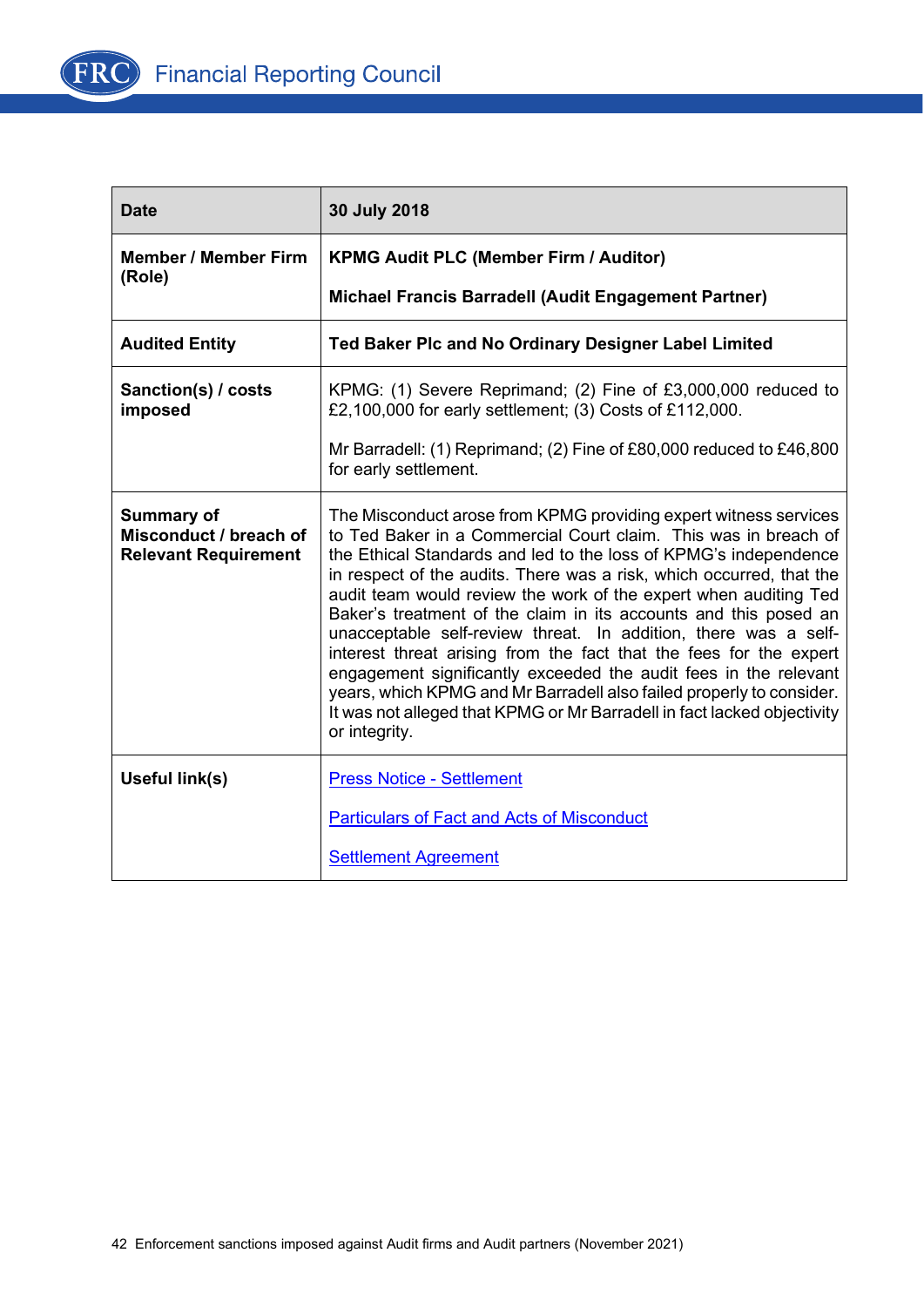| Date | 30 July 2018 |
|---|---|
| **Member / Member Firm (Role)** | **KPMG Audit PLC (Member Firm / Auditor)**<br><br>**Michael Francis Barradell (Audit Engagement Partner)** |
| **Audited Entity** | **Ted Baker Plc and No Ordinary Designer Label Limited** |
| **Sanction(s) / costs imposed** | KPMG: (1) Severe Reprimand; (2) Fine of £3,000,000 reduced to £2,100,000 for early settlement; (3) Costs of £112,000.<br><br>Mr Barradell: (1) Reprimand; (2) Fine of £80,000 reduced to £46,800 for early settlement. |
| **Summary of Misconduct / breach of Relevant Requirement** | The Misconduct arose from KPMG providing expert witness services to Ted Baker in a Commercial Court claim. This was in breach of the Ethical Standards and led to the loss of KPMG's independence in respect of the audits. There was a risk, which occurred, that the audit team would review the work of the expert when auditing Ted Baker's treatment of the claim in its accounts and this posed an unacceptable self-review threat. In addition, there was a self-interest threat arising from the fact that the fees for the expert engagement significantly exceeded the audit fees in the relevant years, which KPMG and Mr Barradell also failed properly to consider. It was not alleged that KPMG or Mr Barradell in fact lacked objectivity or integrity. |
| **Useful link(s)** | Press Notice - Settlement<br><br>Particulars of Fact and Acts of Misconduct<br><br>Settlement Agreement |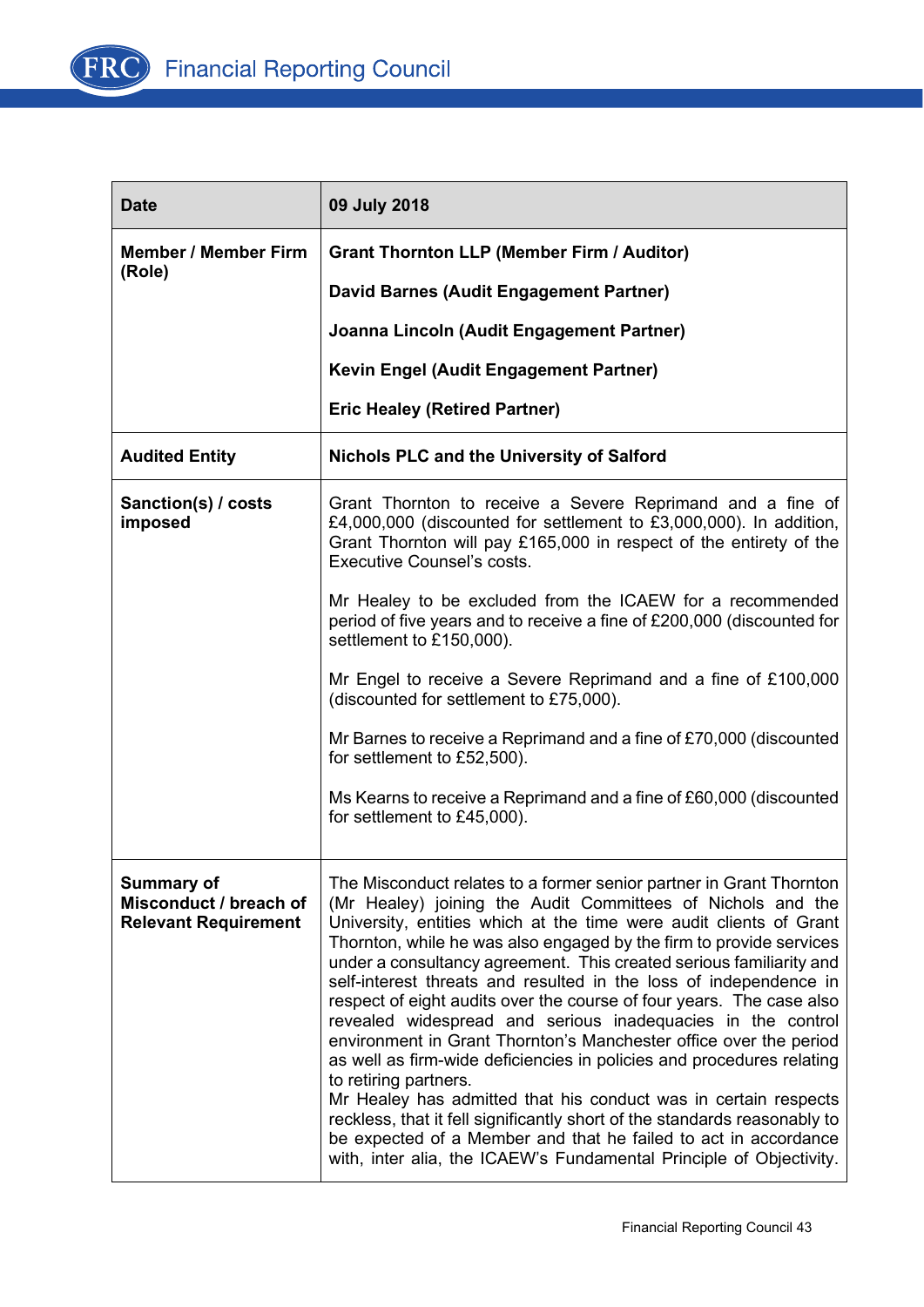| Date | 09 July 2018 |
|---|---|
| **Member / Member Firm (Role)** | **Grant Thornton LLP (Member Firm / Auditor)**<br><br>**David Barnes (Audit Engagement Partner)**<br><br>**Joanna Lincoln (Audit Engagement Partner)**<br><br>**Kevin Engel (Audit Engagement Partner)**<br><br>**Eric Healey (Retired Partner)** |
| **Audited Entity** | **Nichols PLC and the University of Salford** |
| **Sanction(s) / costs imposed** | Grant Thornton to receive a Severe Reprimand and a fine of £4,000,000 (discounted for settlement to £3,000,000). In addition, Grant Thornton will pay £165,000 in respect of the entirety of the Executive Counsel's costs.<br><br>Mr Healey to be excluded from the ICAEW for a recommended period of five years and to receive a fine of £200,000 (discounted for settlement to £150,000).<br><br>Mr Engel to receive a Severe Reprimand and a fine of £100,000 (discounted for settlement to £75,000).<br><br>Mr Barnes to receive a Reprimand and a fine of £70,000 (discounted for settlement to £52,500).<br><br>Ms Kearns to receive a Reprimand and a fine of £60,000 (discounted for settlement to £45,000). |
| **Summary of Misconduct / breach of Relevant Requirement** | The Misconduct relates to a former senior partner in Grant Thornton (Mr Healey) joining the Audit Committees of Nichols and the University, entities which at the time were audit clients of Grant Thornton, while he was also engaged by the firm to provide services under a consultancy agreement. This created serious familiarity and self-interest threats and resulted in the loss of independence in respect of eight audits over the course of four years. The case also revealed widespread and serious inadequacies in the control environment in Grant Thornton's Manchester office over the period as well as firm-wide deficiencies in policies and procedures relating to retiring partners.<br>Mr Healey has admitted that his conduct was in certain respects reckless, that it fell significantly short of the standards reasonably to be expected of a Member and that he failed to act in accordance with, inter alia, the ICAEW's Fundamental Principle of Objectivity. |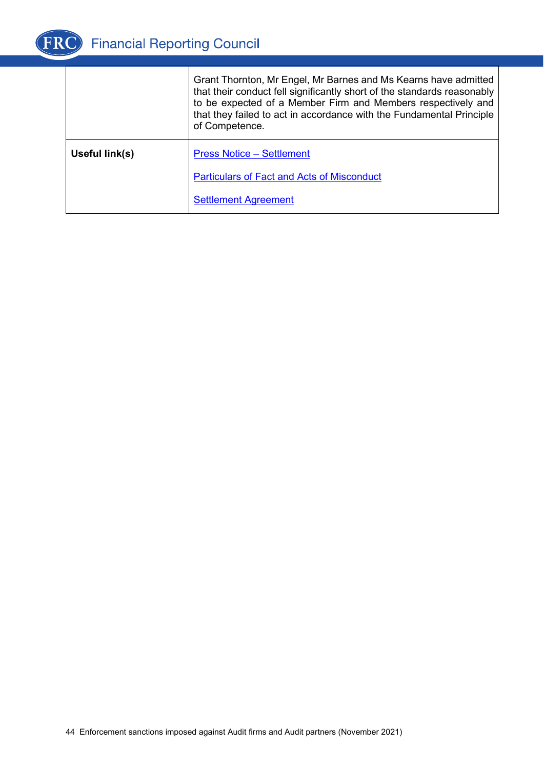| | |
|---|---|
| | Grant Thornton, Mr Engel, Mr Barnes and Ms Kearns have admitted that their conduct fell significantly short of the standards reasonably to be expected of a Member Firm and Members respectively and that they failed to act in accordance with the Fundamental Principle of Competence. |
| **Useful link(s)** | Press Notice – Settlement<br><br>Particulars of Fact and Acts of Misconduct<br><br>Settlement Agreement |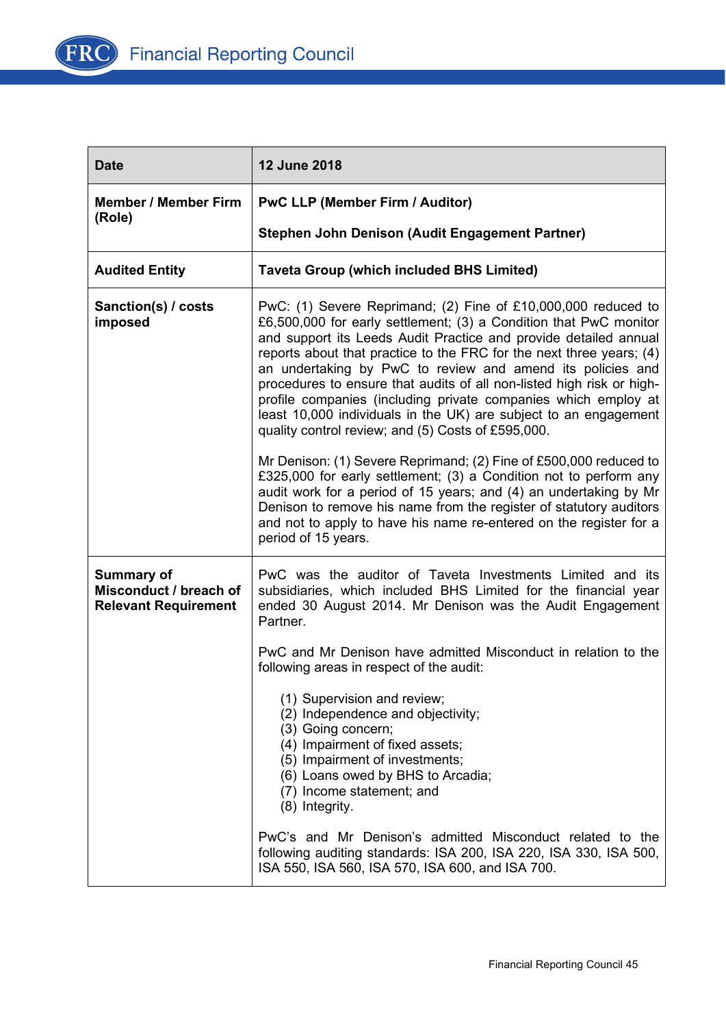| Date | 12 June 2018 |
|---|---|
| Member / Member Firm (Role) | **PwC LLP (Member Firm / Auditor)**<br><br>**Stephen John Denison (Audit Engagement Partner)** |
| Audited Entity | **Taveta Group (which included BHS Limited)** |
| Sanction(s) / costs imposed | PwC: (1) Severe Reprimand; (2) Fine of £10,000,000 reduced to £6,500,000 for early settlement; (3) a Condition that PwC monitor and support its Leeds Audit Practice and provide detailed annual reports about that practice to the FRC for the next three years; (4) an undertaking by PwC to review and amend its policies and procedures to ensure that audits of all non-listed high risk or high-profile companies (including private companies which employ at least 10,000 individuals in the UK) are subject to an engagement quality control review; and (5) Costs of £595,000.<br><br>Mr Denison: (1) Severe Reprimand; (2) Fine of £500,000 reduced to £325,000 for early settlement; (3) a Condition not to perform any audit work for a period of 15 years; and (4) an undertaking by Mr Denison to remove his name from the register of statutory auditors and not to apply to have his name re-entered on the register for a period of 15 years. |
| Summary of Misconduct / breach of Relevant Requirement | PwC was the auditor of Taveta Investments Limited and its subsidiaries, which included BHS Limited for the financial year ended 30 August 2014. Mr Denison was the Audit Engagement Partner.<br><br>PwC and Mr Denison have admitted Misconduct in relation to the following areas in respect of the audit:<br><br>(1) Supervision and review;<br>(2) Independence and objectivity;<br>(3) Going concern;<br>(4) Impairment of fixed assets;<br>(5) Impairment of investments;<br>(6) Loans owed by BHS to Arcadia;<br>(7) Income statement; and<br>(8) Integrity.<br><br>PwC's and Mr Denison's admitted Misconduct related to the following auditing standards: ISA 200, ISA 220, ISA 330, ISA 500, ISA 550, ISA 560, ISA 570, ISA 600, and ISA 700. |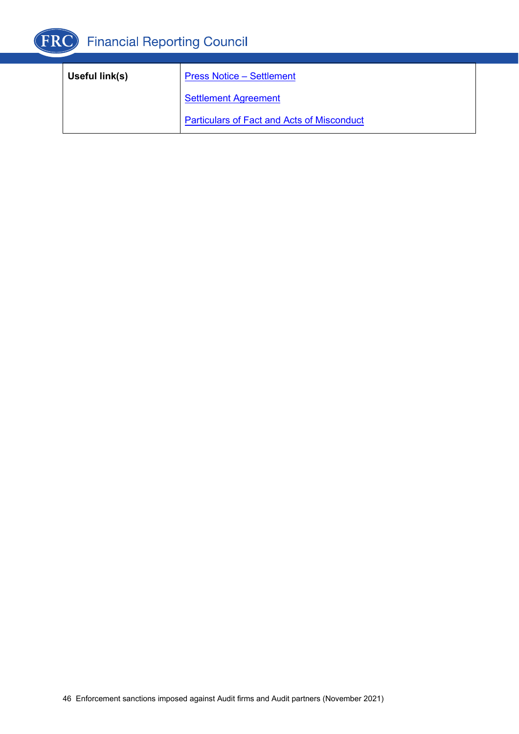| **Useful link(s)** | Press Notice – Settlement<br><br>Settlement Agreement<br><br>Particulars of Fact and Acts of Misconduct |
|---|---|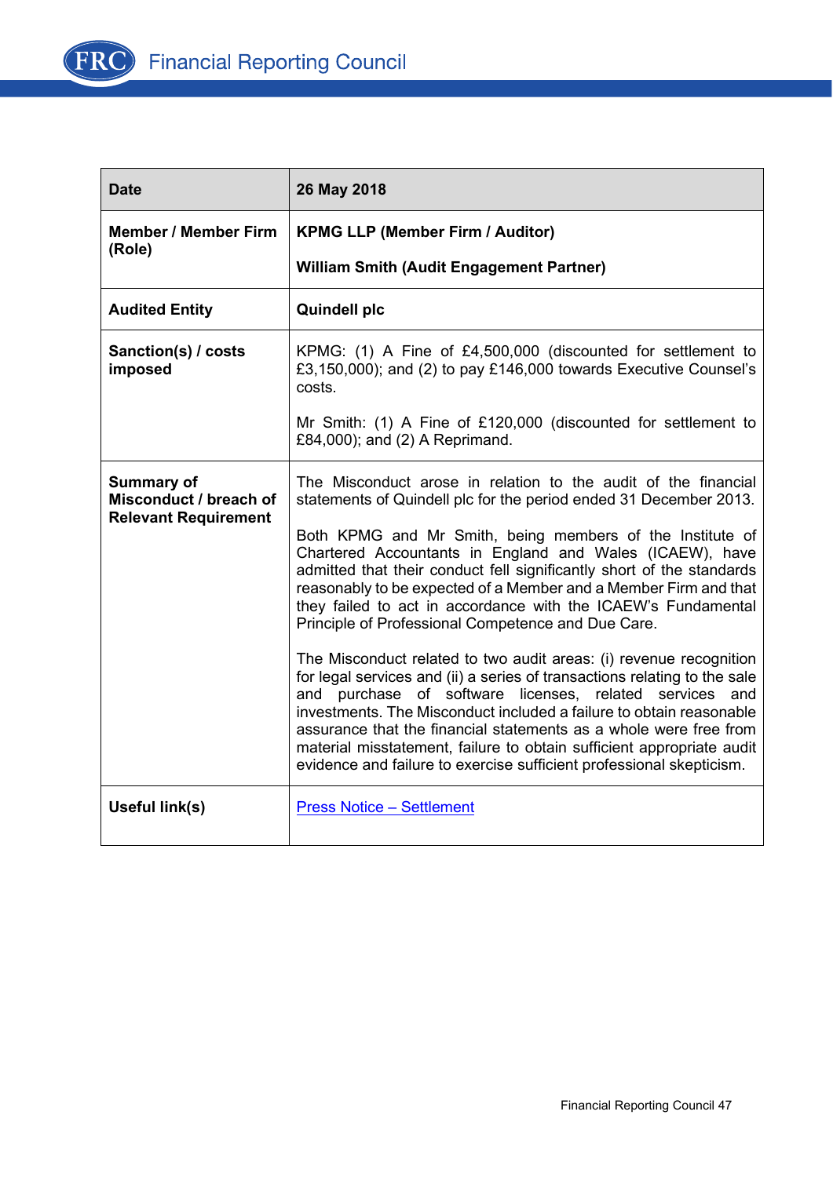| **Date** | **26 May 2018** |
|---|---|
| **Member / Member Firm (Role)** | **KPMG LLP (Member Firm / Auditor)**<br><br>**William Smith (Audit Engagement Partner)** |
| **Audited Entity** | **Quindell plc** |
| **Sanction(s) / costs imposed** | KPMG: (1) A Fine of £4,500,000 (discounted for settlement to £3,150,000); and (2) to pay £146,000 towards Executive Counsel's costs.<br><br>Mr Smith: (1) A Fine of £120,000 (discounted for settlement to £84,000); and (2) A Reprimand. |
| **Summary of Misconduct / breach of Relevant Requirement** | The Misconduct arose in relation to the audit of the financial statements of Quindell plc for the period ended 31 December 2013.<br><br>Both KPMG and Mr Smith, being members of the Institute of Chartered Accountants in England and Wales (ICAEW), have admitted that their conduct fell significantly short of the standards reasonably to be expected of a Member and a Member Firm and that they failed to act in accordance with the ICAEW's Fundamental Principle of Professional Competence and Due Care.<br><br>The Misconduct related to two audit areas: (i) revenue recognition for legal services and (ii) a series of transactions relating to the sale and purchase of software licenses, related services and investments. The Misconduct included a failure to obtain reasonable assurance that the financial statements as a whole were free from material misstatement, failure to obtain sufficient appropriate audit evidence and failure to exercise sufficient professional skepticism. |
| **Useful link(s)** | Press Notice – Settlement |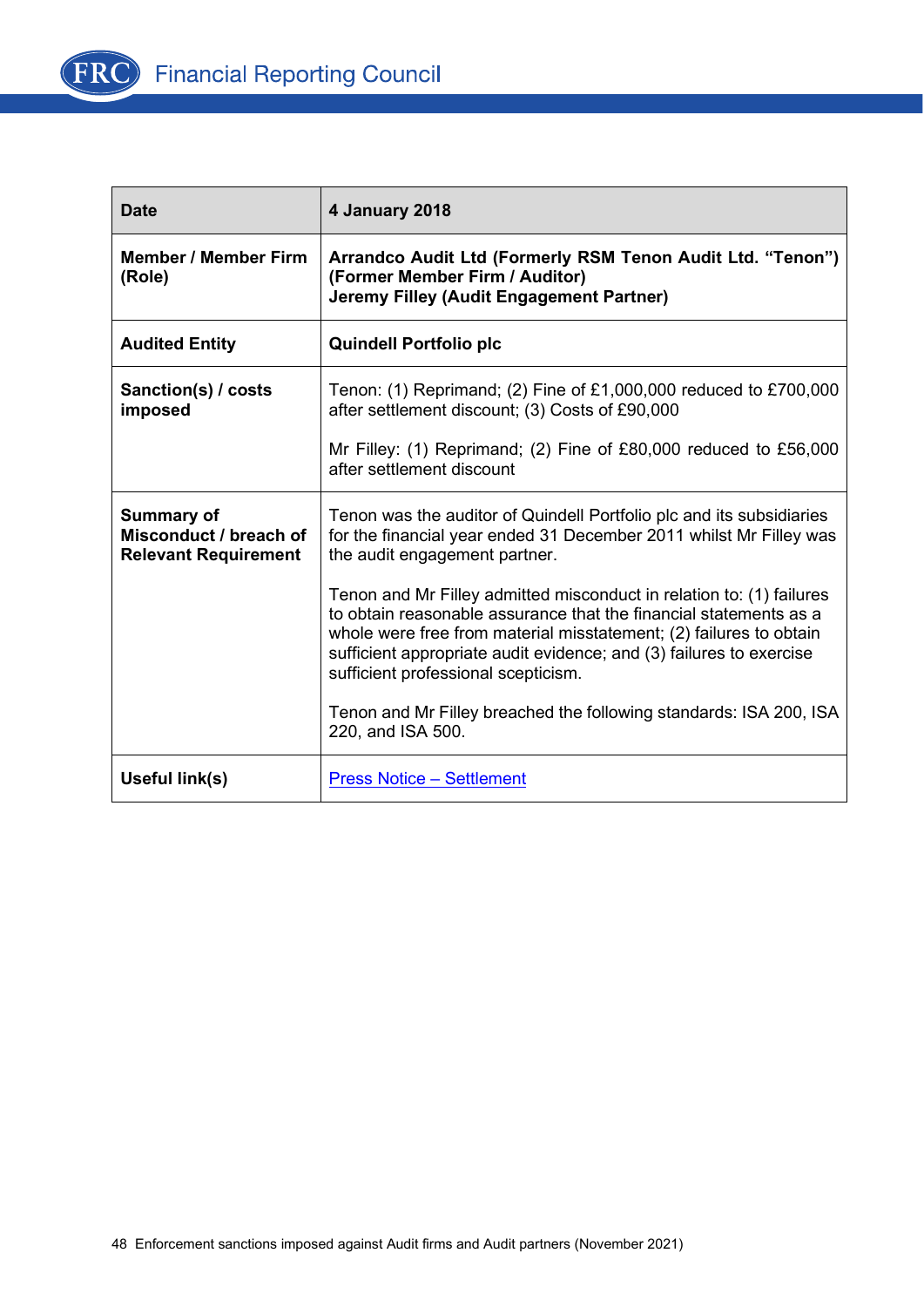| Date | 4 January 2018 |
|---|---|
| **Member / Member Firm (Role)** | **Arrandco Audit Ltd (Formerly RSM Tenon Audit Ltd. "Tenon") (Former Member Firm / Auditor)**<br>**Jeremy Filley (Audit Engagement Partner)** |
| **Audited Entity** | **Quindell Portfolio plc** |
| **Sanction(s) / costs imposed** | Tenon: (1) Reprimand; (2) Fine of £1,000,000 reduced to £700,000 after settlement discount; (3) Costs of £90,000<br><br>Mr Filley: (1) Reprimand; (2) Fine of £80,000 reduced to £56,000 after settlement discount |
| **Summary of Misconduct / breach of Relevant Requirement** | Tenon was the auditor of Quindell Portfolio plc and its subsidiaries for the financial year ended 31 December 2011 whilst Mr Filley was the audit engagement partner.<br><br>Tenon and Mr Filley admitted misconduct in relation to: (1) failures to obtain reasonable assurance that the financial statements as a whole were free from material misstatement; (2) failures to obtain sufficient appropriate audit evidence; and (3) failures to exercise sufficient professional scepticism.<br><br>Tenon and Mr Filley breached the following standards: ISA 200, ISA 220, and ISA 500. |
| **Useful link(s)** | Press Notice – Settlement |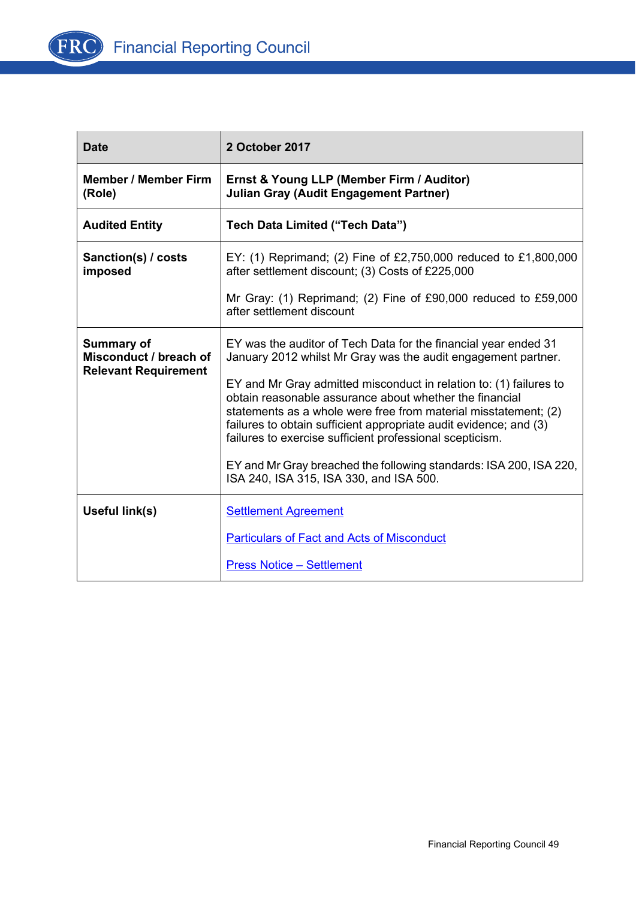| Date | 2 October 2017 |
| --- | --- |
| Member / Member Firm (Role) | **Ernst & Young LLP (Member Firm / Auditor)**<br>**Julian Gray (Audit Engagement Partner)** |
| Audited Entity | **Tech Data Limited ("Tech Data")** |
| Sanction(s) / costs imposed | EY: (1) Reprimand; (2) Fine of £2,750,000 reduced to £1,800,000 after settlement discount; (3) Costs of £225,000<br><br>Mr Gray: (1) Reprimand; (2) Fine of £90,000 reduced to £59,000 after settlement discount |
| Summary of Misconduct / breach of Relevant Requirement | EY was the auditor of Tech Data for the financial year ended 31 January 2012 whilst Mr Gray was the audit engagement partner.<br><br>EY and Mr Gray admitted misconduct in relation to: (1) failures to obtain reasonable assurance about whether the financial statements as a whole were free from material misstatement; (2) failures to obtain sufficient appropriate audit evidence; and (3) failures to exercise sufficient professional scepticism.<br><br>EY and Mr Gray breached the following standards: ISA 200, ISA 220, ISA 240, ISA 315, ISA 330, and ISA 500. |
| Useful link(s) | Settlement Agreement<br><br>Particulars of Fact and Acts of Misconduct<br><br>Press Notice – Settlement |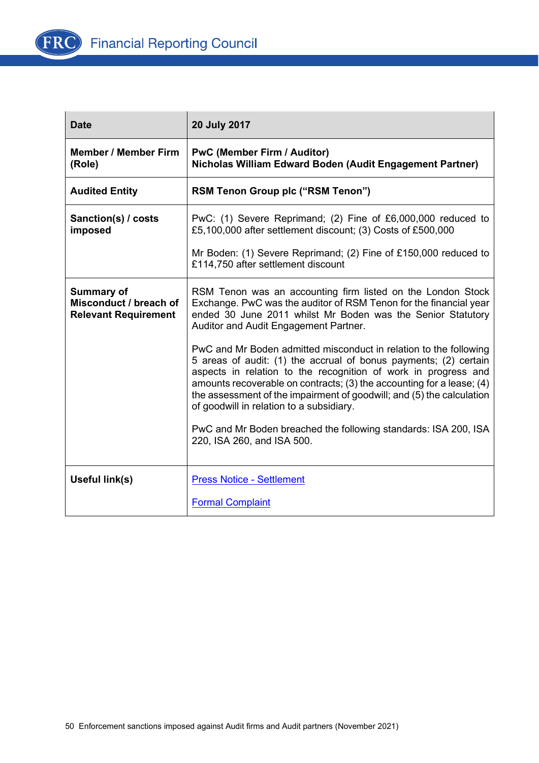| **Date** | **20 July 2017** |
|---|---|
| **Member / Member Firm (Role)** | **PwC (Member Firm / Auditor)**<br>**Nicholas William Edward Boden (Audit Engagement Partner)** |
| **Audited Entity** | **RSM Tenon Group plc ("RSM Tenon")** |
| **Sanction(s) / costs imposed** | PwC: (1) Severe Reprimand; (2) Fine of £6,000,000 reduced to £5,100,000 after settlement discount; (3) Costs of £500,000<br><br>Mr Boden: (1) Severe Reprimand; (2) Fine of £150,000 reduced to £114,750 after settlement discount |
| **Summary of Misconduct / breach of Relevant Requirement** | RSM Tenon was an accounting firm listed on the London Stock Exchange. PwC was the auditor of RSM Tenon for the financial year ended 30 June 2011 whilst Mr Boden was the Senior Statutory Auditor and Audit Engagement Partner.<br><br>PwC and Mr Boden admitted misconduct in relation to the following 5 areas of audit: (1) the accrual of bonus payments; (2) certain aspects in relation to the recognition of work in progress and amounts recoverable on contracts; (3) the accounting for a lease; (4) the assessment of the impairment of goodwill; and (5) the calculation of goodwill in relation to a subsidiary.<br><br>PwC and Mr Boden breached the following standards: ISA 200, ISA 220, ISA 260, and ISA 500. |
| **Useful link(s)** | Press Notice - Settlement<br><br>Formal Complaint |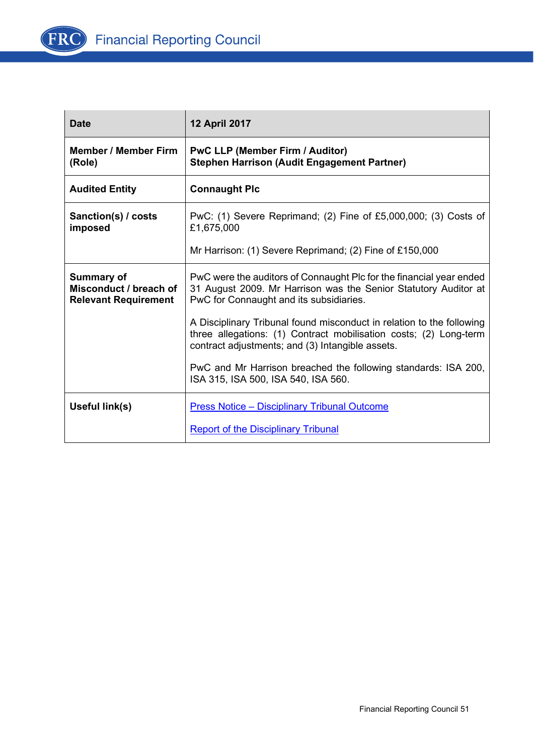| Date | 12 April 2017 |
|---|---|
| **Member / Member Firm (Role)** | **PwC LLP (Member Firm / Auditor)**<br>**Stephen Harrison (Audit Engagement Partner)** |
| **Audited Entity** | **Connaught Plc** |
| **Sanction(s) / costs imposed** | PwC: (1) Severe Reprimand; (2) Fine of £5,000,000; (3) Costs of £1,675,000<br><br>Mr Harrison: (1) Severe Reprimand; (2) Fine of £150,000 |
| **Summary of Misconduct / breach of Relevant Requirement** | PwC were the auditors of Connaught Plc for the financial year ended 31 August 2009. Mr Harrison was the Senior Statutory Auditor at PwC for Connaught and its subsidiaries.<br><br>A Disciplinary Tribunal found misconduct in relation to the following three allegations: (1) Contract mobilisation costs; (2) Long-term contract adjustments; and (3) Intangible assets.<br><br>PwC and Mr Harrison breached the following standards: ISA 200, ISA 315, ISA 500, ISA 540, ISA 560. |
| **Useful link(s)** | Press Notice – Disciplinary Tribunal Outcome<br><br>Report of the Disciplinary Tribunal |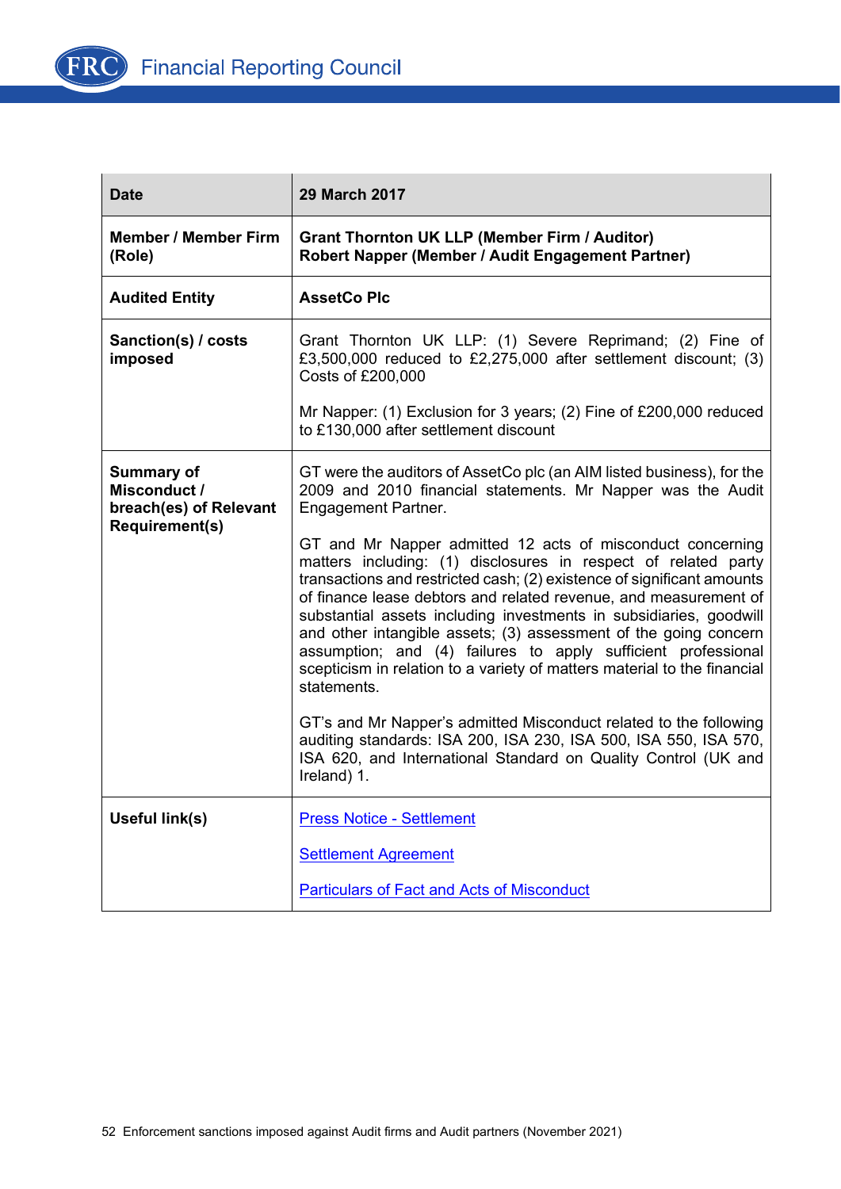| Date | 29 March 2017 |
|---|---|
| **Member / Member Firm (Role)** | **Grant Thornton UK LLP (Member Firm / Auditor)**<br>**Robert Napper (Member / Audit Engagement Partner)** |
| **Audited Entity** | **AssetCo Plc** |
| **Sanction(s) / costs imposed** | Grant Thornton UK LLP: (1) Severe Reprimand; (2) Fine of £3,500,000 reduced to £2,275,000 after settlement discount; (3) Costs of £200,000<br><br>Mr Napper: (1) Exclusion for 3 years; (2) Fine of £200,000 reduced to £130,000 after settlement discount |
| **Summary of Misconduct / breach(es) of Relevant Requirement(s)** | GT were the auditors of AssetCo plc (an AIM listed business), for the 2009 and 2010 financial statements. Mr Napper was the Audit Engagement Partner.<br><br>GT and Mr Napper admitted 12 acts of misconduct concerning matters including: (1) disclosures in respect of related party transactions and restricted cash; (2) existence of significant amounts of finance lease debtors and related revenue, and measurement of substantial assets including investments in subsidiaries, goodwill and other intangible assets; (3) assessment of the going concern assumption; and (4) failures to apply sufficient professional scepticism in relation to a variety of matters material to the financial statements.<br><br>GT's and Mr Napper's admitted Misconduct related to the following auditing standards: ISA 200, ISA 230, ISA 500, ISA 550, ISA 570, ISA 620, and International Standard on Quality Control (UK and Ireland) 1. |
| **Useful link(s)** | [Press Notice - Settlement]<br><br>[Settlement Agreement]<br><br>[Particulars of Fact and Acts of Misconduct] |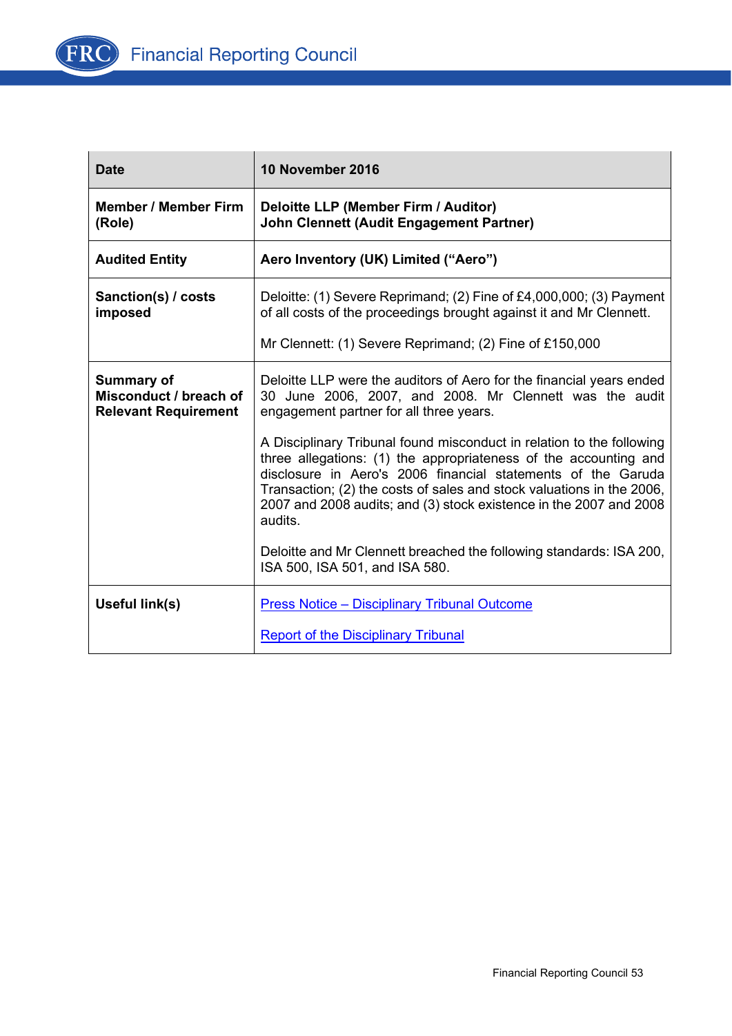| Date | 10 November 2016 |
| --- | --- |
| Member / Member Firm (Role) | **Deloitte LLP (Member Firm / Auditor)**<br>**John Clennett (Audit Engagement Partner)** |
| Audited Entity | **Aero Inventory (UK) Limited ("Aero")** |
| Sanction(s) / costs imposed | Deloitte: (1) Severe Reprimand; (2) Fine of £4,000,000; (3) Payment of all costs of the proceedings brought against it and Mr Clennett.<br><br>Mr Clennett: (1) Severe Reprimand; (2) Fine of £150,000 |
| Summary of Misconduct / breach of Relevant Requirement | Deloitte LLP were the auditors of Aero for the financial years ended 30 June 2006, 2007, and 2008. Mr Clennett was the audit engagement partner for all three years.<br><br>A Disciplinary Tribunal found misconduct in relation to the following three allegations: (1) the appropriateness of the accounting and disclosure in Aero's 2006 financial statements of the Garuda Transaction; (2) the costs of sales and stock valuations in the 2006, 2007 and 2008 audits; and (3) stock existence in the 2007 and 2008 audits.<br><br>Deloitte and Mr Clennett breached the following standards: ISA 200, ISA 500, ISA 501, and ISA 580. |
| Useful link(s) | Press Notice – Disciplinary Tribunal Outcome<br><br>Report of the Disciplinary Tribunal |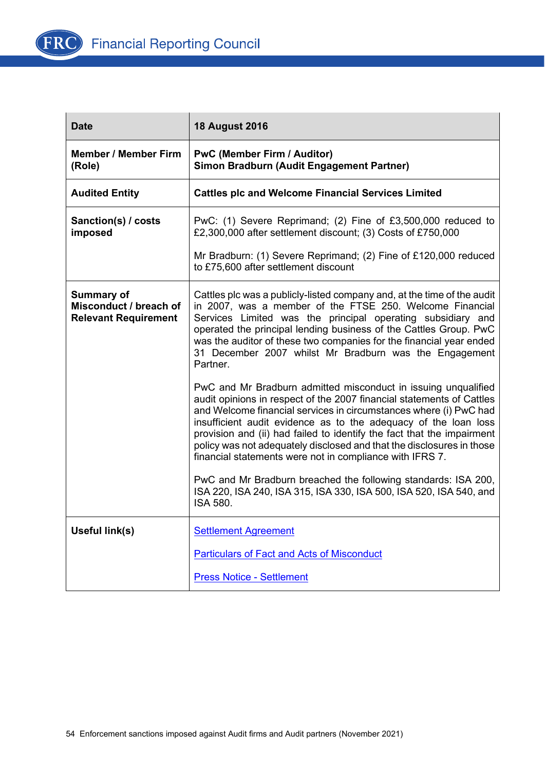| **Date** | **18 August 2016** |
|---|---|
| **Member / Member Firm (Role)** | **PwC (Member Firm / Auditor)**<br>**Simon Bradburn (Audit Engagement Partner)** |
| **Audited Entity** | **Cattles plc and Welcome Financial Services Limited** |
| **Sanction(s) / costs imposed** | PwC: (1) Severe Reprimand; (2) Fine of £3,500,000 reduced to £2,300,000 after settlement discount; (3) Costs of £750,000<br><br>Mr Bradburn: (1) Severe Reprimand; (2) Fine of £120,000 reduced to £75,600 after settlement discount |
| **Summary of Misconduct / breach of Relevant Requirement** | Cattles plc was a publicly-listed company and, at the time of the audit in 2007, was a member of the FTSE 250. Welcome Financial Services Limited was the principal operating subsidiary and operated the principal lending business of the Cattles Group. PwC was the auditor of these two companies for the financial year ended 31 December 2007 whilst Mr Bradburn was the Engagement Partner.<br><br>PwC and Mr Bradburn admitted misconduct in issuing unqualified audit opinions in respect of the 2007 financial statements of Cattles and Welcome financial services in circumstances where (i) PwC had insufficient audit evidence as to the adequacy of the loan loss provision and (ii) had failed to identify the fact that the impairment policy was not adequately disclosed and that the disclosures in those financial statements were not in compliance with IFRS 7.<br><br>PwC and Mr Bradburn breached the following standards: ISA 200, ISA 220, ISA 240, ISA 315, ISA 330, ISA 500, ISA 520, ISA 540, and ISA 580. |
| **Useful link(s)** | Settlement Agreement<br><br>Particulars of Fact and Acts of Misconduct<br><br>Press Notice - Settlement |